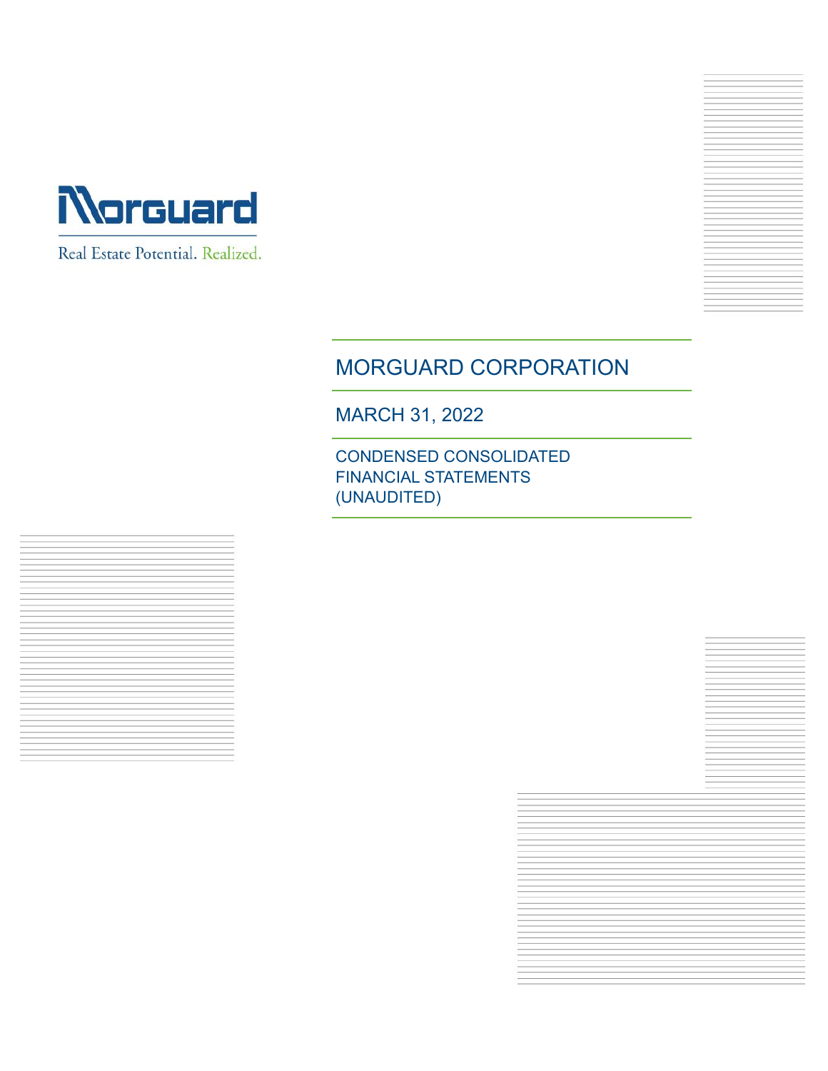Morguard

Real Estate Potential. Realized.

# MORGUARD CORPORATION

## MARCH 31, 2022

### CONDENSED CONSOLIDATED FINANCIAL STATEMENTS (UNAUDITED)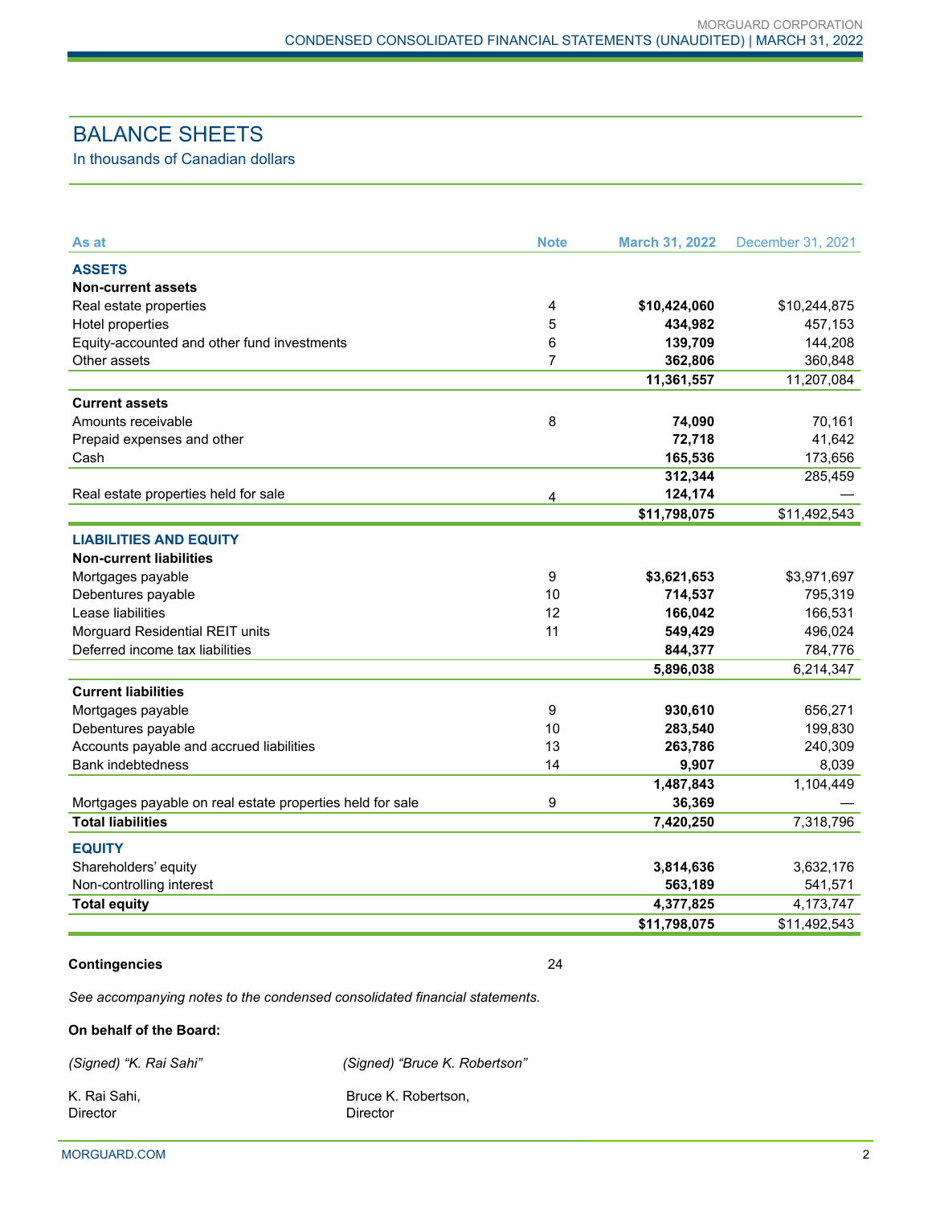# BALANCE SHEETS

In thousands of Canadian dollars

| As at | Note | March 31, 2022 | December 31, 2021 |
|---|---|---|---|
| **ASSETS** | | | |
| **Non-current assets** | | | |
| Real estate properties | 4 | **$10,424,060** | $10,244,875 |
| Hotel properties | 5 | **434,982** | 457,153 |
| Equity-accounted and other fund investments | 6 | **139,709** | 144,208 |
| Other assets | 7 | **362,806** | 360,848 |
| | | **11,361,557** | 11,207,084 |
| **Current assets** | | | |
| Amounts receivable | 8 | **74,090** | 70,161 |
| Prepaid expenses and other | | **72,718** | 41,642 |
| Cash | | **165,536** | 173,656 |
| | | **312,344** | 285,459 |
| Real estate properties held for sale | 4 | **124,174** | — |
| | | **$11,798,075** | $11,492,543 |
| **LIABILITIES AND EQUITY** | | | |
| **Non-current liabilities** | | | |
| Mortgages payable | 9 | **$3,621,653** | $3,971,697 |
| Debentures payable | 10 | **714,537** | 795,319 |
| Lease liabilities | 12 | **166,042** | 166,531 |
| Morguard Residential REIT units | 11 | **549,429** | 496,024 |
| Deferred income tax liabilities | | **844,377** | 784,776 |
| | | **5,896,038** | 6,214,347 |
| **Current liabilities** | | | |
| Mortgages payable | 9 | **930,610** | 656,271 |
| Debentures payable | 10 | **283,540** | 199,830 |
| Accounts payable and accrued liabilities | 13 | **263,786** | 240,309 |
| Bank indebtedness | 14 | **9,907** | 8,039 |
| | | **1,487,843** | 1,104,449 |
| Mortgages payable on real estate properties held for sale | 9 | **36,369** | — |
| **Total liabilities** | | **7,420,250** | 7,318,796 |
| **EQUITY** | | | |
| Shareholders' equity | | **3,814,636** | 3,632,176 |
| Non-controlling interest | | **563,189** | 541,571 |
| **Total equity** | | **4,377,825** | 4,173,747 |
| | | **$11,798,075** | $11,492,543 |

**Contingencies** 24

*See accompanying notes to the condensed consolidated financial statements.*

**On behalf of the Board:**

*(Signed) "K. Rai Sahi"*

K. Rai Sahi,
Director

*(Signed) "Bruce K. Robertson"*

Bruce K. Robertson,
Director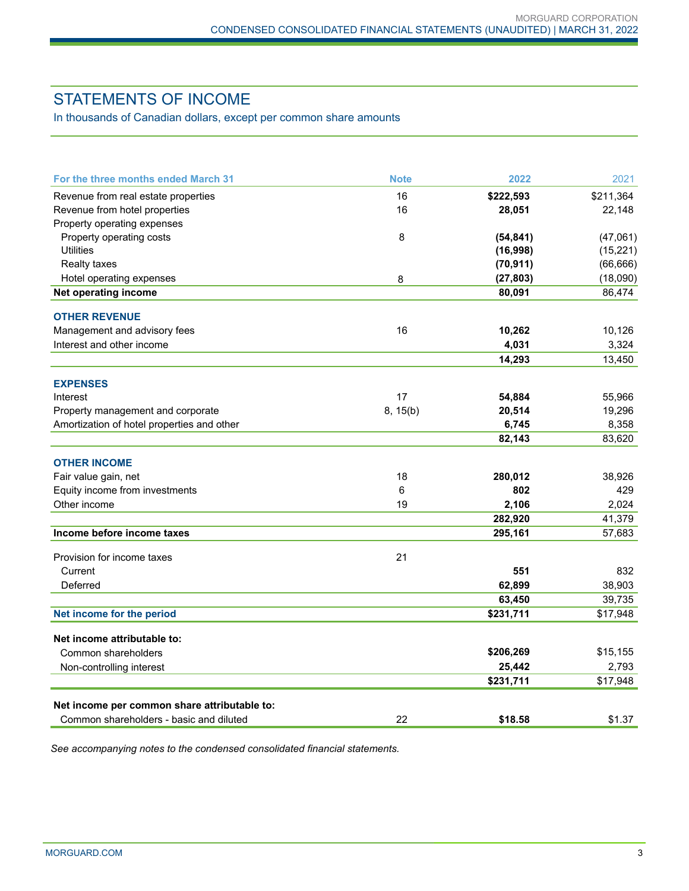# STATEMENTS OF INCOME

In thousands of Canadian dollars, except per common share amounts

| For the three months ended March 31 | Note | 2022 | 2021 |
|---|---|---|---|
| Revenue from real estate properties | 16 | **$222,593** | $211,364 |
| Revenue from hotel properties | 16 | **28,051** | 22,148 |
| Property operating expenses | | | |
| Property operating costs | 8 | **(54,841)** | (47,061) |
| Utilities | | **(16,998)** | (15,221) |
| Realty taxes | | **(70,911)** | (66,666) |
| Hotel operating expenses | 8 | **(27,803)** | (18,090) |
| **Net operating income** | | **80,091** | 86,474 |
| **OTHER REVENUE** | | | |
| Management and advisory fees | 16 | **10,262** | 10,126 |
| Interest and other income | | **4,031** | 3,324 |
| | | **14,293** | 13,450 |
| **EXPENSES** | | | |
| Interest | 17 | **54,884** | 55,966 |
| Property management and corporate | 8, 15(b) | **20,514** | 19,296 |
| Amortization of hotel properties and other | | **6,745** | 8,358 |
| | | **82,143** | 83,620 |
| **OTHER INCOME** | | | |
| Fair value gain, net | 18 | **280,012** | 38,926 |
| Equity income from investments | 6 | **802** | 429 |
| Other income | 19 | **2,106** | 2,024 |
| | | **282,920** | 41,379 |
| **Income before income taxes** | | **295,161** | 57,683 |
| Provision for income taxes | 21 | | |
| Current | | **551** | 832 |
| Deferred | | **62,899** | 38,903 |
| | | **63,450** | 39,735 |
| **Net income for the period** | | **$231,711** | $17,948 |
| **Net income attributable to:** | | | |
| Common shareholders | | **$206,269** | $15,155 |
| Non-controlling interest | | **25,442** | 2,793 |
| | | **$231,711** | $17,948 |
| **Net income per common share attributable to:** | | | |
| Common shareholders - basic and diluted | 22 | **$18.58** | $1.37 |

*See accompanying notes to the condensed consolidated financial statements.*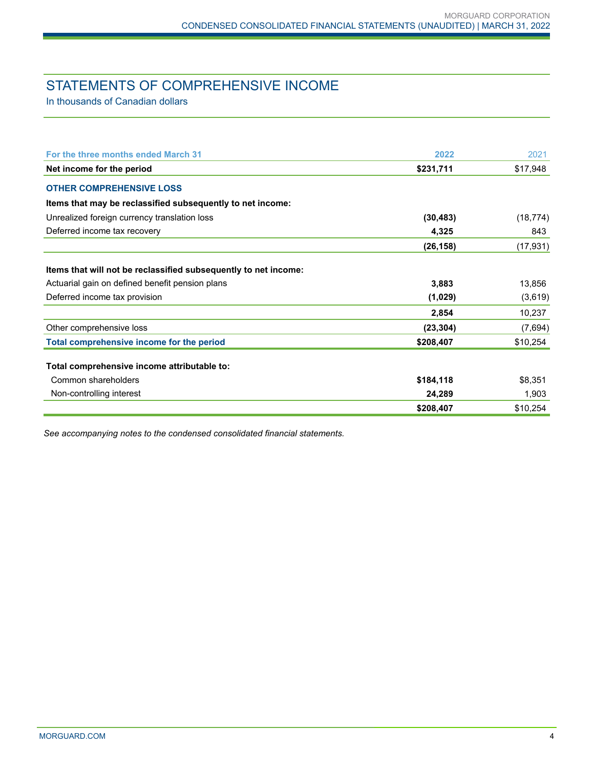# STATEMENTS OF COMPREHENSIVE INCOME

In thousands of Canadian dollars

| For the three months ended March 31 | 2022 | 2021 |
|---|---|---|
| **Net income for the period** | **$231,711** | $17,948 |
| **OTHER COMPREHENSIVE LOSS** | | |
| **Items that may be reclassified subsequently to net income:** | | |
| Unrealized foreign currency translation loss | **(30,483)** | (18,774) |
| Deferred income tax recovery | **4,325** | 843 |
| | **(26,158)** | (17,931) |
| **Items that will not be reclassified subsequently to net income:** | | |
| Actuarial gain on defined benefit pension plans | **3,883** | 13,856 |
| Deferred income tax provision | **(1,029)** | (3,619) |
| | **2,854** | 10,237 |
| Other comprehensive loss | **(23,304)** | (7,694) |
| **Total comprehensive income for the period** | **$208,407** | $10,254 |
| **Total comprehensive income attributable to:** | | |
| Common shareholders | **$184,118** | $8,351 |
| Non-controlling interest | **24,289** | 1,903 |
| | **$208,407** | $10,254 |

*See accompanying notes to the condensed consolidated financial statements.*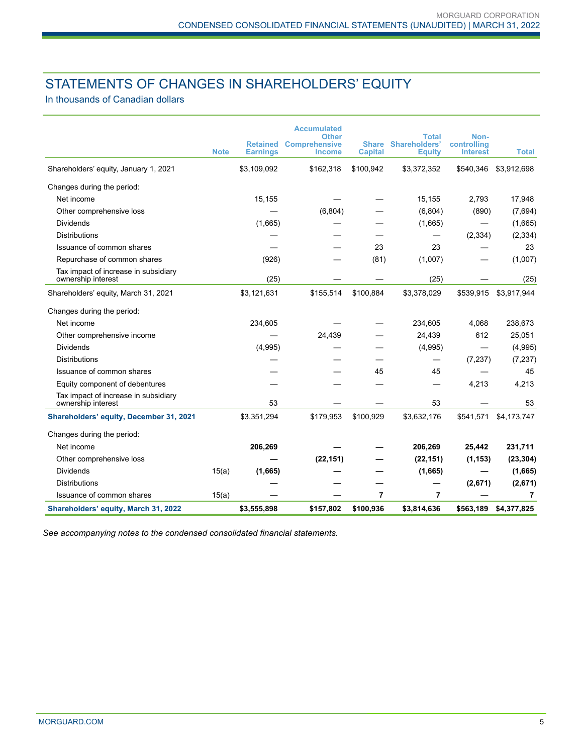## STATEMENTS OF CHANGES IN SHAREHOLDERS' EQUITY

In thousands of Canadian dollars

| | Note | Retained Earnings | Accumulated Other Comprehensive Income | Share Capital | Total Shareholders' Equity | Non-controlling Interest | Total |
|---|---|---|---|---|---|---|---|
| Shareholders' equity, January 1, 2021 | | $3,109,092 | $162,318 | $100,942 | $3,372,352 | $540,346 | $3,912,698 |
| Changes during the period: | | | | | | | |
| Net income | | 15,155 | — | — | 15,155 | 2,793 | 17,948 |
| Other comprehensive loss | | — | (6,804) | — | (6,804) | (890) | (7,694) |
| Dividends | | (1,665) | — | — | (1,665) | — | (1,665) |
| Distributions | | — | — | — | — | (2,334) | (2,334) |
| Issuance of common shares | | — | — | 23 | 23 | — | 23 |
| Repurchase of common shares | | (926) | — | (81) | (1,007) | — | (1,007) |
| Tax impact of increase in subsidiary ownership interest | | (25) | — | — | (25) | — | (25) |
| Shareholders' equity, March 31, 2021 | | $3,121,631 | $155,514 | $100,884 | $3,378,029 | $539,915 | $3,917,944 |
| Changes during the period: | | | | | | | |
| Net income | | 234,605 | — | — | 234,605 | 4,068 | 238,673 |
| Other comprehensive income | | — | 24,439 | — | 24,439 | 612 | 25,051 |
| Dividends | | (4,995) | — | — | (4,995) | — | (4,995) |
| Distributions | | — | — | — | — | (7,237) | (7,237) |
| Issuance of common shares | | — | — | 45 | 45 | — | 45 |
| Equity component of debentures | | — | — | — | — | 4,213 | 4,213 |
| Tax impact of increase in subsidiary ownership interest | | 53 | — | — | 53 | — | 53 |
| **Shareholders' equity, December 31, 2021** | | $3,351,294 | $179,953 | $100,929 | $3,632,176 | $541,571 | $4,173,747 |
| Changes during the period: | | | | | | | |
| Net income | | **206,269** | **—** | **—** | **206,269** | **25,442** | **231,711** |
| Other comprehensive loss | | **—** | **(22,151)** | **—** | **(22,151)** | **(1,153)** | **(23,304)** |
| Dividends | 15(a) | **(1,665)** | **—** | **—** | **(1,665)** | **—** | **(1,665)** |
| Distributions | | **—** | **—** | **—** | **—** | **(2,671)** | **(2,671)** |
| Issuance of common shares | 15(a) | **—** | **—** | **7** | **7** | **—** | **7** |
| **Shareholders' equity, March 31, 2022** | | **$3,555,898** | **$157,802** | **$100,936** | **$3,814,636** | **$563,189** | **$4,377,825** |

*See accompanying notes to the condensed consolidated financial statements.*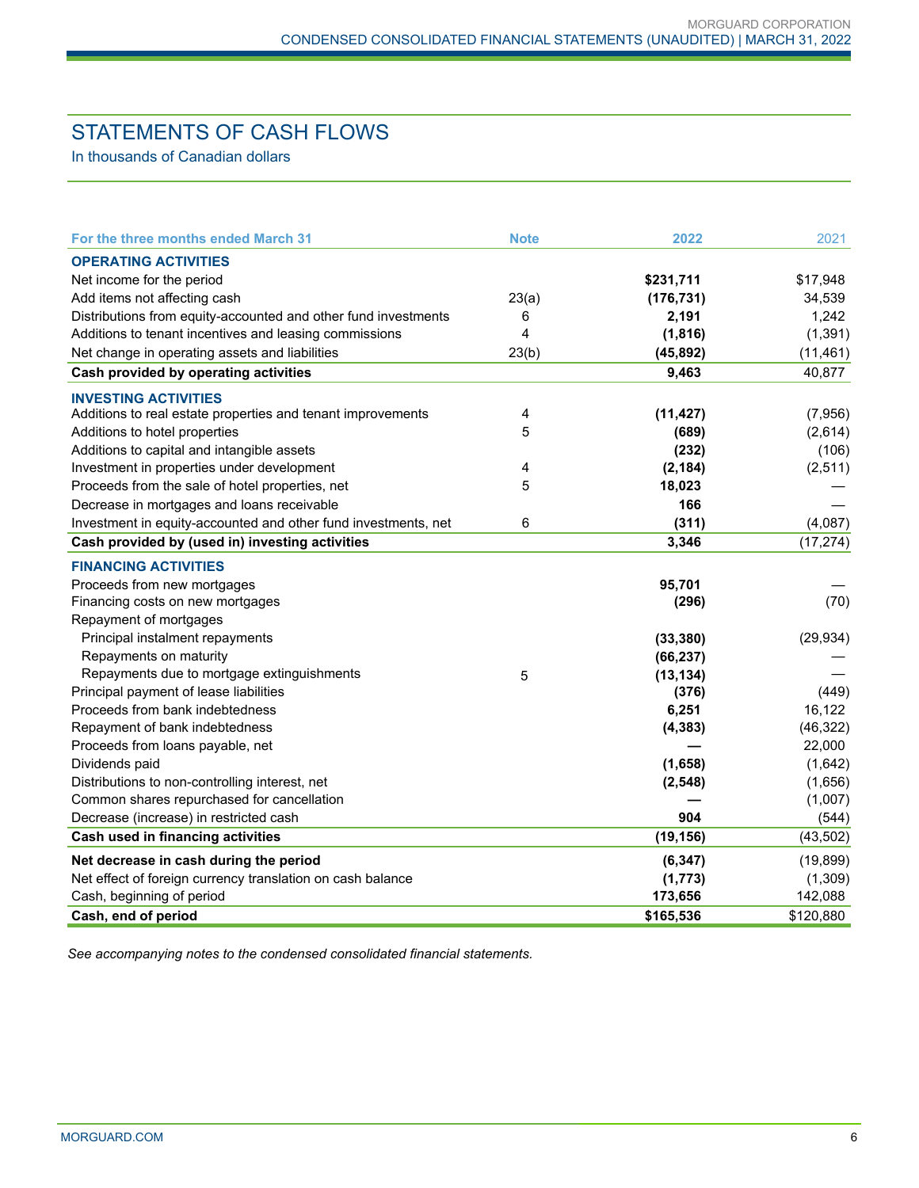# STATEMENTS OF CASH FLOWS

In thousands of Canadian dollars

| For the three months ended March 31 | Note | 2022 | 2021 |
|---|---|---|---|
| **OPERATING ACTIVITIES** | | | |
| Net income for the period | | **$231,711** | $17,948 |
| Add items not affecting cash | 23(a) | **(176,731)** | 34,539 |
| Distributions from equity-accounted and other fund investments | 6 | **2,191** | 1,242 |
| Additions to tenant incentives and leasing commissions | 4 | **(1,816)** | (1,391) |
| Net change in operating assets and liabilities | 23(b) | **(45,892)** | (11,461) |
| **Cash provided by operating activities** | | **9,463** | 40,877 |
| **INVESTING ACTIVITIES** | | | |
| Additions to real estate properties and tenant improvements | 4 | **(11,427)** | (7,956) |
| Additions to hotel properties | 5 | **(689)** | (2,614) |
| Additions to capital and intangible assets | | **(232)** | (106) |
| Investment in properties under development | 4 | **(2,184)** | (2,511) |
| Proceeds from the sale of hotel properties, net | 5 | **18,023** | — |
| Decrease in mortgages and loans receivable | | **166** | — |
| Investment in equity-accounted and other fund investments, net | 6 | **(311)** | (4,087) |
| **Cash provided by (used in) investing activities** | | **3,346** | (17,274) |
| **FINANCING ACTIVITIES** | | | |
| Proceeds from new mortgages | | **95,701** | — |
| Financing costs on new mortgages | | **(296)** | (70) |
| Repayment of mortgages | | | |
| Principal instalment repayments | | **(33,380)** | (29,934) |
| Repayments on maturity | | **(66,237)** | — |
| Repayments due to mortgage extinguishments | 5 | **(13,134)** | — |
| Principal payment of lease liabilities | | **(376)** | (449) |
| Proceeds from bank indebtedness | | **6,251** | 16,122 |
| Repayment of bank indebtedness | | **(4,383)** | (46,322) |
| Proceeds from loans payable, net | | **—** | 22,000 |
| Dividends paid | | **(1,658)** | (1,642) |
| Distributions to non-controlling interest, net | | **(2,548)** | (1,656) |
| Common shares repurchased for cancellation | | **—** | (1,007) |
| Decrease (increase) in restricted cash | | **904** | (544) |
| **Cash used in financing activities** | | **(19,156)** | (43,502) |
| **Net decrease in cash during the period** | | **(6,347)** | (19,899) |
| Net effect of foreign currency translation on cash balance | | **(1,773)** | (1,309) |
| Cash, beginning of period | | **173,656** | 142,088 |
| **Cash, end of period** | | **$165,536** | $120,880 |

*See accompanying notes to the condensed consolidated financial statements.*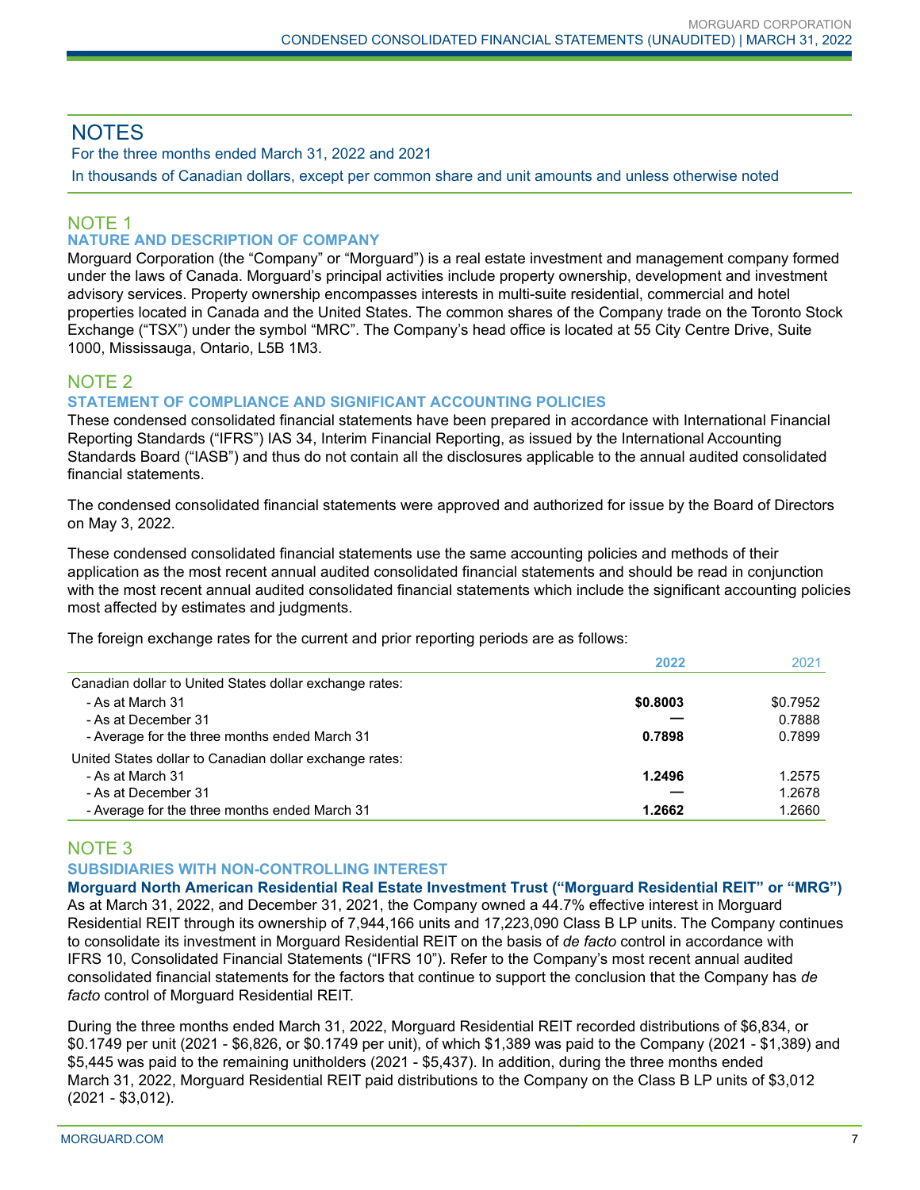# NOTES

For the three months ended March 31, 2022 and 2021

In thousands of Canadian dollars, except per common share and unit amounts and unless otherwise noted

## NOTE 1

### NATURE AND DESCRIPTION OF COMPANY

Morguard Corporation (the “Company” or “Morguard”) is a real estate investment and management company formed under the laws of Canada. Morguard’s principal activities include property ownership, development and investment advisory services. Property ownership encompasses interests in multi-suite residential, commercial and hotel properties located in Canada and the United States. The common shares of the Company trade on the Toronto Stock Exchange (“TSX”) under the symbol “MRC”. The Company’s head office is located at 55 City Centre Drive, Suite 1000, Mississauga, Ontario, L5B 1M3.

## NOTE 2

### STATEMENT OF COMPLIANCE AND SIGNIFICANT ACCOUNTING POLICIES

These condensed consolidated financial statements have been prepared in accordance with International Financial Reporting Standards (“IFRS”) IAS 34, Interim Financial Reporting, as issued by the International Accounting Standards Board (“IASB”) and thus do not contain all the disclosures applicable to the annual audited consolidated financial statements.

The condensed consolidated financial statements were approved and authorized for issue by the Board of Directors on May 3, 2022.

These condensed consolidated financial statements use the same accounting policies and methods of their application as the most recent annual audited consolidated financial statements and should be read in conjunction with the most recent annual audited consolidated financial statements which include the significant accounting policies most affected by estimates and judgments.

The foreign exchange rates for the current and prior reporting periods are as follows:

| | **2022** | 2021 |
|---|---|---|
| Canadian dollar to United States dollar exchange rates: | | |
| - As at March 31 | **$0.8003** | $0.7952 |
| - As at December 31 | — | 0.7888 |
| - Average for the three months ended March 31 | **0.7898** | 0.7899 |
| United States dollar to Canadian dollar exchange rates: | | |
| - As at March 31 | **1.2496** | 1.2575 |
| - As at December 31 | — | 1.2678 |
| - Average for the three months ended March 31 | **1.2662** | 1.2660 |

## NOTE 3

### SUBSIDIARIES WITH NON-CONTROLLING INTEREST

**Morguard North American Residential Real Estate Investment Trust (“Morguard Residential REIT” or “MRG”)**

As at March 31, 2022, and December 31, 2021, the Company owned a 44.7% effective interest in Morguard Residential REIT through its ownership of 7,944,166 units and 17,223,090 Class B LP units. The Company continues to consolidate its investment in Morguard Residential REIT on the basis of *de facto* control in accordance with IFRS 10, Consolidated Financial Statements (“IFRS 10”). Refer to the Company’s most recent annual audited consolidated financial statements for the factors that continue to support the conclusion that the Company has *de facto* control of Morguard Residential REIT.

During the three months ended March 31, 2022, Morguard Residential REIT recorded distributions of $6,834, or $0.1749 per unit (2021 - $6,826, or $0.1749 per unit), of which $1,389 was paid to the Company (2021 - $1,389) and $5,445 was paid to the remaining unitholders (2021 - $5,437). In addition, during the three months ended March 31, 2022, Morguard Residential REIT paid distributions to the Company on the Class B LP units of $3,012 (2021 - $3,012).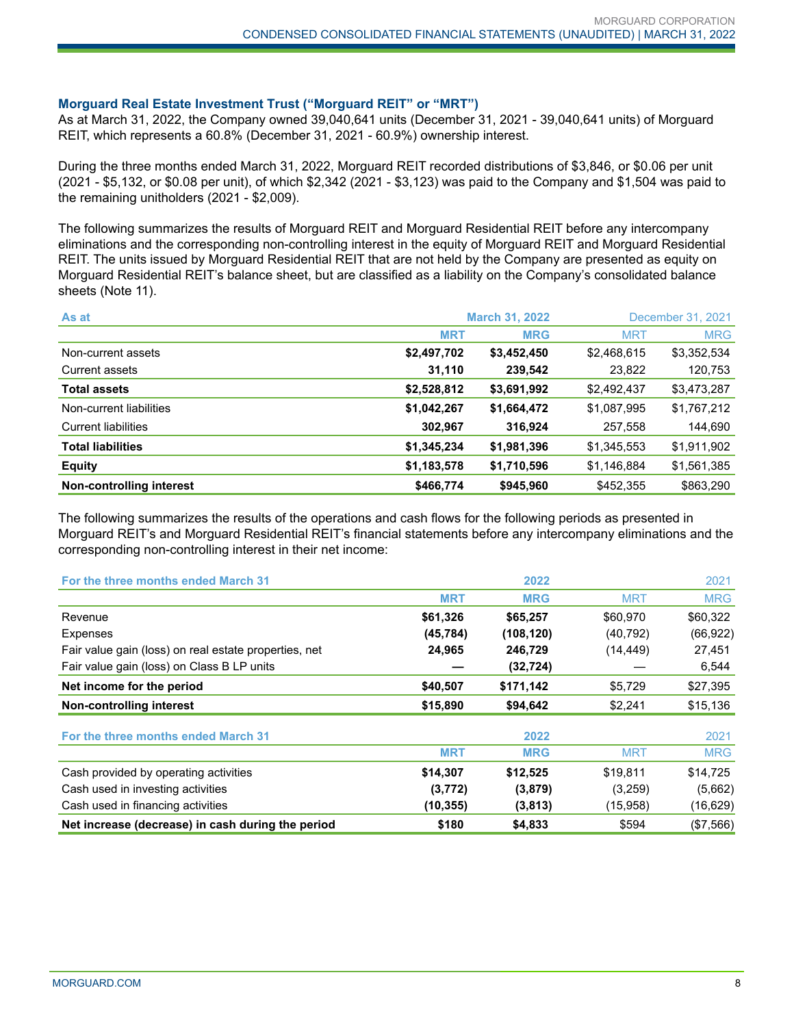### Morguard Real Estate Investment Trust ("Morguard REIT" or "MRT")

As at March 31, 2022, the Company owned 39,040,641 units (December 31, 2021 - 39,040,641 units) of Morguard REIT, which represents a 60.8% (December 31, 2021 - 60.9%) ownership interest.

During the three months ended March 31, 2022, Morguard REIT recorded distributions of $3,846, or $0.06 per unit (2021 - $5,132, or $0.08 per unit), of which $2,342 (2021 - $3,123) was paid to the Company and $1,504 was paid to the remaining unitholders (2021 - $2,009).

The following summarizes the results of Morguard REIT and Morguard Residential REIT before any intercompany eliminations and the corresponding non-controlling interest in the equity of Morguard REIT and Morguard Residential REIT. The units issued by Morguard Residential REIT that are not held by the Company are presented as equity on Morguard Residential REIT's balance sheet, but are classified as a liability on the Company's consolidated balance sheets (Note 11).

| As at | March 31, 2022 | | December 31, 2021 | |
|---|---|---|---|---|
| | **MRT** | **MRG** | MRT | MRG |
| Non-current assets | **$2,497,702** | **$3,452,450** | $2,468,615 | $3,352,534 |
| Current assets | **31,110** | **239,542** | 23,822 | 120,753 |
| **Total assets** | **$2,528,812** | **$3,691,992** | $2,492,437 | $3,473,287 |
| Non-current liabilities | **$1,042,267** | **$1,664,472** | $1,087,995 | $1,767,212 |
| Current liabilities | **302,967** | **316,924** | 257,558 | 144,690 |
| **Total liabilities** | **$1,345,234** | **$1,981,396** | $1,345,553 | $1,911,902 |
| **Equity** | **$1,183,578** | **$1,710,596** | $1,146,884 | $1,561,385 |
| **Non-controlling interest** | **$466,774** | **$945,960** | $452,355 | $863,290 |

The following summarizes the results of the operations and cash flows for the following periods as presented in Morguard REIT's and Morguard Residential REIT's financial statements before any intercompany eliminations and the corresponding non-controlling interest in their net income:

| For the three months ended March 31 | 2022 | | 2021 | |
|---|---|---|---|---|
| | **MRT** | **MRG** | MRT | MRG |
| Revenue | **$61,326** | **$65,257** | $60,970 | $60,322 |
| Expenses | **(45,784)** | **(108,120)** | (40,792) | (66,922) |
| Fair value gain (loss) on real estate properties, net | **24,965** | **246,729** | (14,449) | 27,451 |
| Fair value gain (loss) on Class B LP units | **—** | **(32,724)** | — | 6,544 |
| **Net income for the period** | **$40,507** | **$171,142** | $5,729 | $27,395 |
| **Non-controlling interest** | **$15,890** | **$94,642** | $2,241 | $15,136 |

| For the three months ended March 31 | 2022 | | 2021 | |
|---|---|---|---|---|
| | **MRT** | **MRG** | MRT | MRG |
| Cash provided by operating activities | **$14,307** | **$12,525** | $19,811 | $14,725 |
| Cash used in investing activities | **(3,772)** | **(3,879)** | (3,259) | (5,662) |
| Cash used in financing activities | **(10,355)** | **(3,813)** | (15,958) | (16,629) |
| **Net increase (decrease) in cash during the period** | **$180** | **$4,833** | $594 | ($7,566) |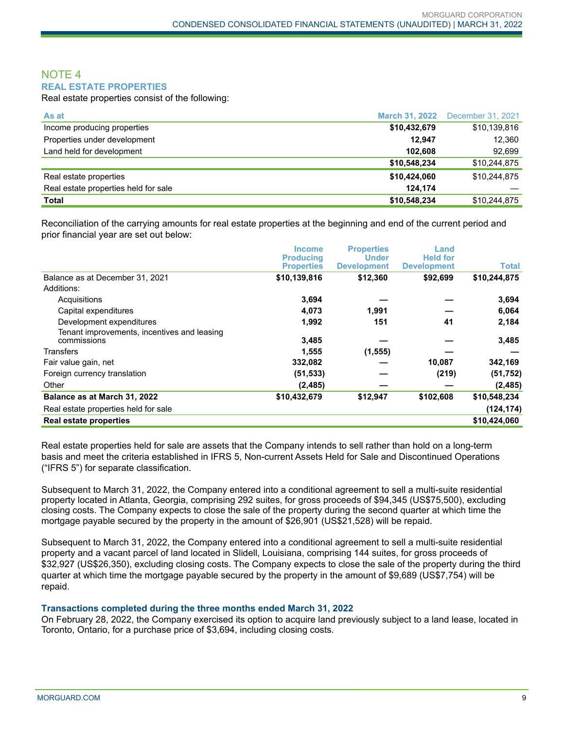## NOTE 4
### REAL ESTATE PROPERTIES

Real estate properties consist of the following:

| As at | March 31, 2022 | December 31, 2021 |
|---|---|---|
| Income producing properties | **$10,432,679** | $10,139,816 |
| Properties under development | **12,947** | 12,360 |
| Land held for development | **102,608** | 92,699 |
| | **$10,548,234** | $10,244,875 |
| Real estate properties | **$10,424,060** | $10,244,875 |
| Real estate properties held for sale | **124,174** | — |
| **Total** | **$10,548,234** | $10,244,875 |

Reconciliation of the carrying amounts for real estate properties at the beginning and end of the current period and prior financial year are set out below:

| | Income Producing Properties | Properties Under Development | Land Held for Development | Total |
|---|---|---|---|---|
| Balance as at December 31, 2021 | **$10,139,816** | **$12,360** | **$92,699** | **$10,244,875** |
| Additions: | | | | |
| Acquisitions | **3,694** | **—** | **—** | **3,694** |
| Capital expenditures | **4,073** | **1,991** | **—** | **6,064** |
| Development expenditures | **1,992** | **151** | **41** | **2,184** |
| Tenant improvements, incentives and leasing commissions | **3,485** | **—** | **—** | **3,485** |
| Transfers | **1,555** | **(1,555)** | **—** | **—** |
| Fair value gain, net | **332,082** | **—** | **10,087** | **342,169** |
| Foreign currency translation | **(51,533)** | **—** | **(219)** | **(51,752)** |
| Other | **(2,485)** | **—** | **—** | **(2,485)** |
| **Balance as at March 31, 2022** | **$10,432,679** | **$12,947** | **$102,608** | **$10,548,234** |
| Real estate properties held for sale | | | | **(124,174)** |
| **Real estate properties** | | | | **$10,424,060** |

Real estate properties held for sale are assets that the Company intends to sell rather than hold on a long-term basis and meet the criteria established in IFRS 5, Non-current Assets Held for Sale and Discontinued Operations ("IFRS 5") for separate classification.

Subsequent to March 31, 2022, the Company entered into a conditional agreement to sell a multi-suite residential property located in Atlanta, Georgia, comprising 292 suites, for gross proceeds of $94,345 (US$75,500), excluding closing costs. The Company expects to close the sale of the property during the second quarter at which time the mortgage payable secured by the property in the amount of $26,901 (US$21,528) will be repaid.

Subsequent to March 31, 2022, the Company entered into a conditional agreement to sell a multi-suite residential property and a vacant parcel of land located in Slidell, Louisiana, comprising 144 suites, for gross proceeds of $32,927 (US$26,350), excluding closing costs. The Company expects to close the sale of the property during the third quarter at which time the mortgage payable secured by the property in the amount of $9,689 (US$7,754) will be repaid.

**Transactions completed during the three months ended March 31, 2022**

On February 28, 2022, the Company exercised its option to acquire land previously subject to a land lease, located in Toronto, Ontario, for a purchase price of $3,694, including closing costs.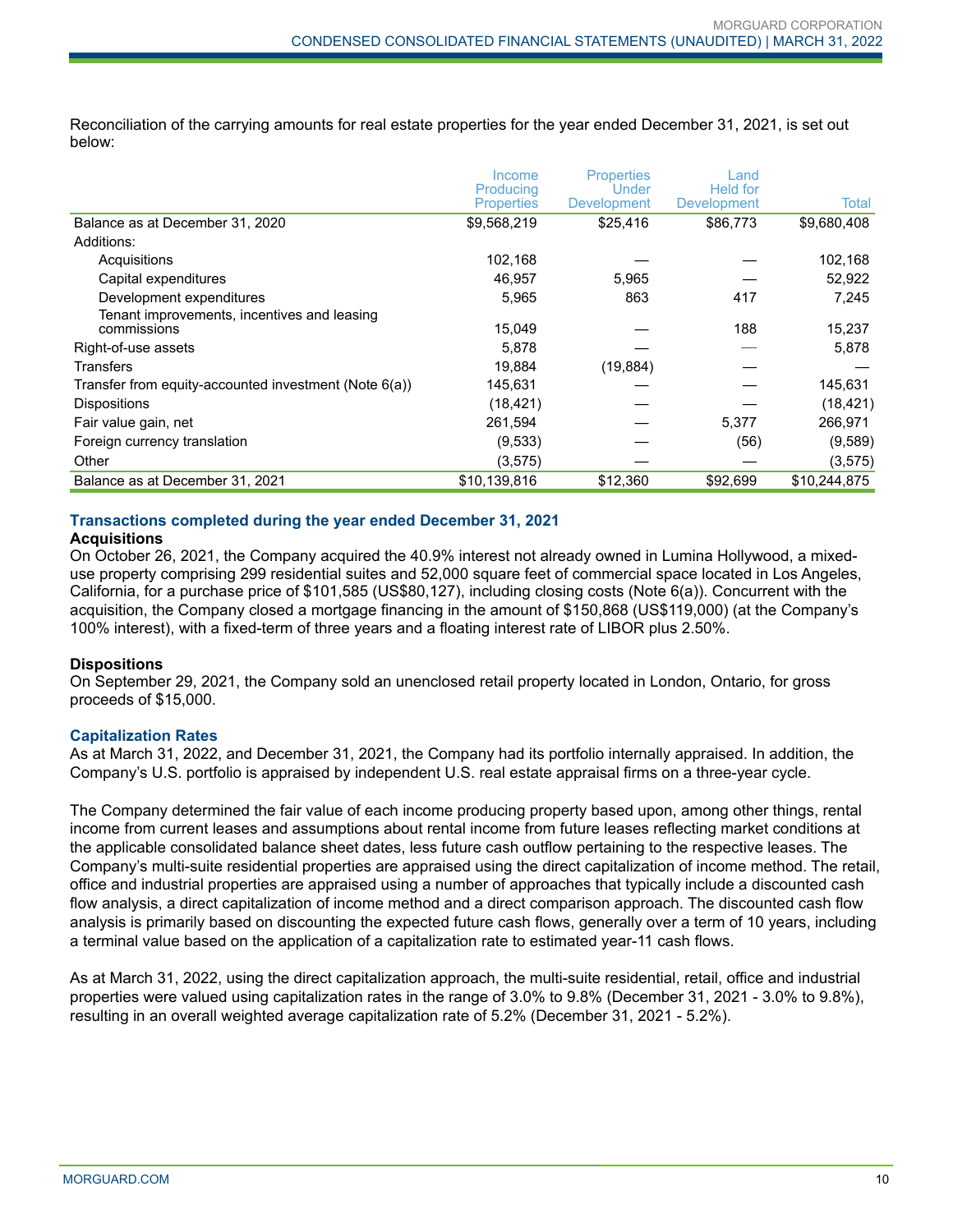Reconciliation of the carrying amounts for real estate properties for the year ended December 31, 2021, is set out below:

| | Income Producing Properties | Properties Under Development | Land Held for Development | Total |
|---|---|---|---|---|
| Balance as at December 31, 2020 | $9,568,219 | $25,416 | $86,773 | $9,680,408 |
| Additions: | | | | |
| Acquisitions | 102,168 | — | — | 102,168 |
| Capital expenditures | 46,957 | 5,965 | — | 52,922 |
| Development expenditures | 5,965 | 863 | 417 | 7,245 |
| Tenant improvements, incentives and leasing commissions | 15,049 | — | 188 | 15,237 |
| Right-of-use assets | 5,878 | — | — | 5,878 |
| Transfers | 19,884 | (19,884) | — | — |
| Transfer from equity-accounted investment (Note 6(a)) | 145,631 | — | — | 145,631 |
| Dispositions | (18,421) | — | — | (18,421) |
| Fair value gain, net | 261,594 | — | 5,377 | 266,971 |
| Foreign currency translation | (9,533) | — | (56) | (9,589) |
| Other | (3,575) | — | — | (3,575) |
| Balance as at December 31, 2021 | $10,139,816 | $12,360 | $92,699 | $10,244,875 |

## Transactions completed during the year ended December 31, 2021

**Acquisitions**

On October 26, 2021, the Company acquired the 40.9% interest not already owned in Lumina Hollywood, a mixed-use property comprising 299 residential suites and 52,000 square feet of commercial space located in Los Angeles, California, for a purchase price of $101,585 (US$80,127), including closing costs (Note 6(a)). Concurrent with the acquisition, the Company closed a mortgage financing in the amount of $150,868 (US$119,000) (at the Company's 100% interest), with a fixed-term of three years and a floating interest rate of LIBOR plus 2.50%.

**Dispositions**

On September 29, 2021, the Company sold an unenclosed retail property located in London, Ontario, for gross proceeds of $15,000.

## Capitalization Rates

As at March 31, 2022, and December 31, 2021, the Company had its portfolio internally appraised. In addition, the Company's U.S. portfolio is appraised by independent U.S. real estate appraisal firms on a three-year cycle.

The Company determined the fair value of each income producing property based upon, among other things, rental income from current leases and assumptions about rental income from future leases reflecting market conditions at the applicable consolidated balance sheet dates, less future cash outflow pertaining to the respective leases. The Company's multi-suite residential properties are appraised using the direct capitalization of income method. The retail, office and industrial properties are appraised using a number of approaches that typically include a discounted cash flow analysis, a direct capitalization of income method and a direct comparison approach. The discounted cash flow analysis is primarily based on discounting the expected future cash flows, generally over a term of 10 years, including a terminal value based on the application of a capitalization rate to estimated year-11 cash flows.

As at March 31, 2022, using the direct capitalization approach, the multi-suite residential, retail, office and industrial properties were valued using capitalization rates in the range of 3.0% to 9.8% (December 31, 2021 - 3.0% to 9.8%), resulting in an overall weighted average capitalization rate of 5.2% (December 31, 2021 - 5.2%).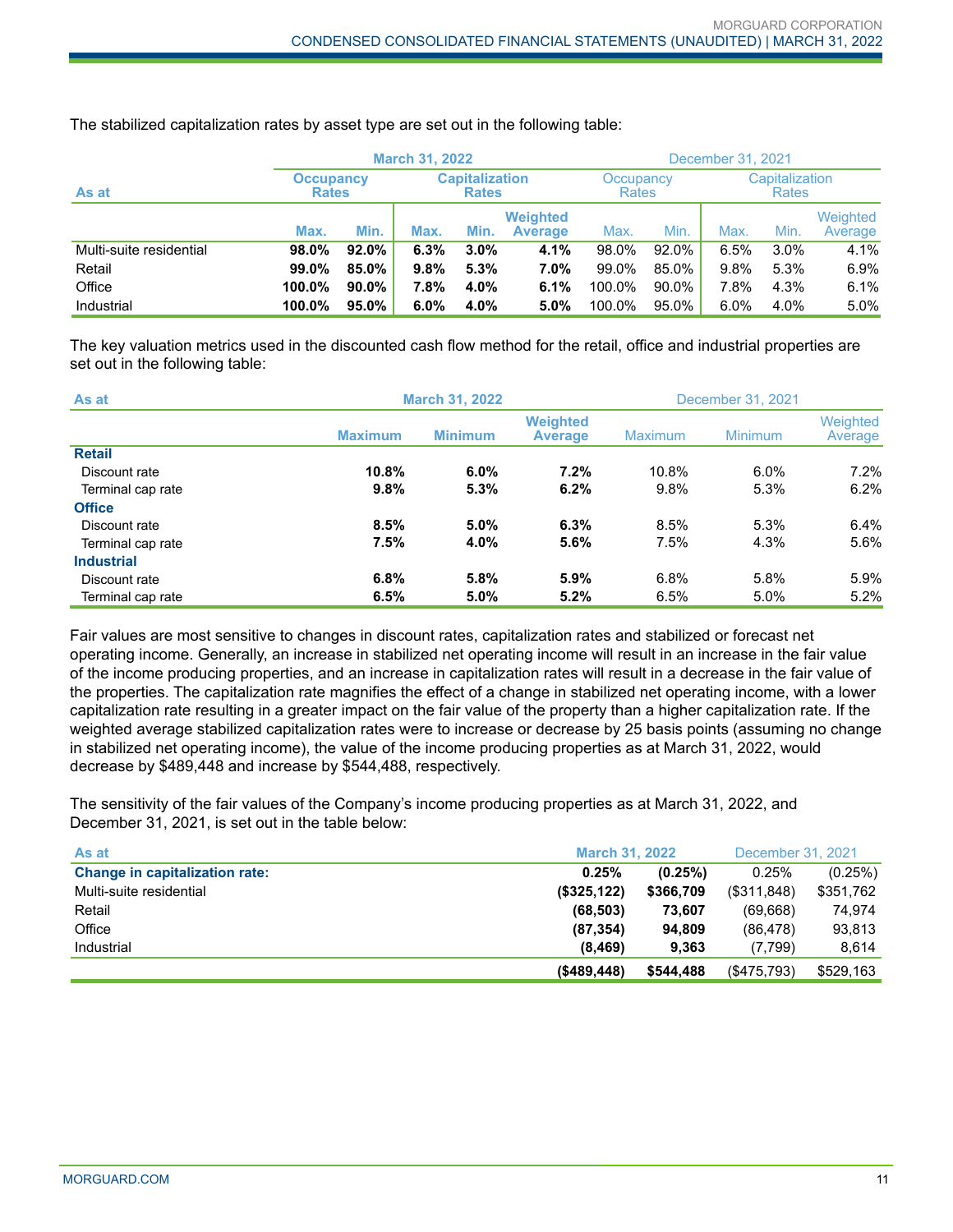The stabilized capitalization rates by asset type are set out in the following table:

| As at | March 31, 2022 | | | | | December 31, 2021 | | | | |
|---|---|---|---|---|---|---|---|---|---|---|
| | Occupancy Rates | | Capitalization Rates | | | Occupancy Rates | | Capitalization Rates | | |
| | **Max.** | **Min.** | **Max.** | **Min.** | **Weighted Average** | Max. | Min. | Max. | Min. | Weighted Average |
| Multi-suite residential | **98.0%** | **92.0%** | **6.3%** | **3.0%** | **4.1%** | 98.0% | 92.0% | 6.5% | 3.0% | 4.1% |
| Retail | **99.0%** | **85.0%** | **9.8%** | **5.3%** | **7.0%** | 99.0% | 85.0% | 9.8% | 5.3% | 6.9% |
| Office | **100.0%** | **90.0%** | **7.8%** | **4.0%** | **6.1%** | 100.0% | 90.0% | 7.8% | 4.3% | 6.1% |
| Industrial | **100.0%** | **95.0%** | **6.0%** | **4.0%** | **5.0%** | 100.0% | 95.0% | 6.0% | 4.0% | 5.0% |

The key valuation metrics used in the discounted cash flow method for the retail, office and industrial properties are set out in the following table:

| As at | March 31, 2022 | | | December 31, 2021 | | |
|---|---|---|---|---|---|---|
| | **Maximum** | **Minimum** | **Weighted Average** | Maximum | Minimum | Weighted Average |
| **Retail** | | | | | | |
| Discount rate | **10.8%** | **6.0%** | **7.2%** | 10.8% | 6.0% | 7.2% |
| Terminal cap rate | **9.8%** | **5.3%** | **6.2%** | 9.8% | 5.3% | 6.2% |
| **Office** | | | | | | |
| Discount rate | **8.5%** | **5.0%** | **6.3%** | 8.5% | 5.3% | 6.4% |
| Terminal cap rate | **7.5%** | **4.0%** | **5.6%** | 7.5% | 4.3% | 5.6% |
| **Industrial** | | | | | | |
| Discount rate | **6.8%** | **5.8%** | **5.9%** | 6.8% | 5.8% | 5.9% |
| Terminal cap rate | **6.5%** | **5.0%** | **5.2%** | 6.5% | 5.0% | 5.2% |

Fair values are most sensitive to changes in discount rates, capitalization rates and stabilized or forecast net operating income. Generally, an increase in stabilized net operating income will result in an increase in the fair value of the income producing properties, and an increase in capitalization rates will result in a decrease in the fair value of the properties. The capitalization rate magnifies the effect of a change in stabilized net operating income, with a lower capitalization rate resulting in a greater impact on the fair value of the property than a higher capitalization rate. If the weighted average stabilized capitalization rates were to increase or decrease by 25 basis points (assuming no change in stabilized net operating income), the value of the income producing properties as at March 31, 2022, would decrease by $489,448 and increase by $544,488, respectively.

The sensitivity of the fair values of the Company's income producing properties as at March 31, 2022, and December 31, 2021, is set out in the table below:

| As at | March 31, 2022 | | December 31, 2021 | |
|---|---|---|---|---|
| **Change in capitalization rate:** | **0.25%** | **(0.25%)** | 0.25% | (0.25%) |
| Multi-suite residential | **($325,122)** | **$366,709** | ($311,848) | $351,762 |
| Retail | **(68,503)** | **73,607** | (69,668) | 74,974 |
| Office | **(87,354)** | **94,809** | (86,478) | 93,813 |
| Industrial | **(8,469)** | **9,363** | (7,799) | 8,614 |
| | **($489,448)** | **$544,488** | ($475,793) | $529,163 |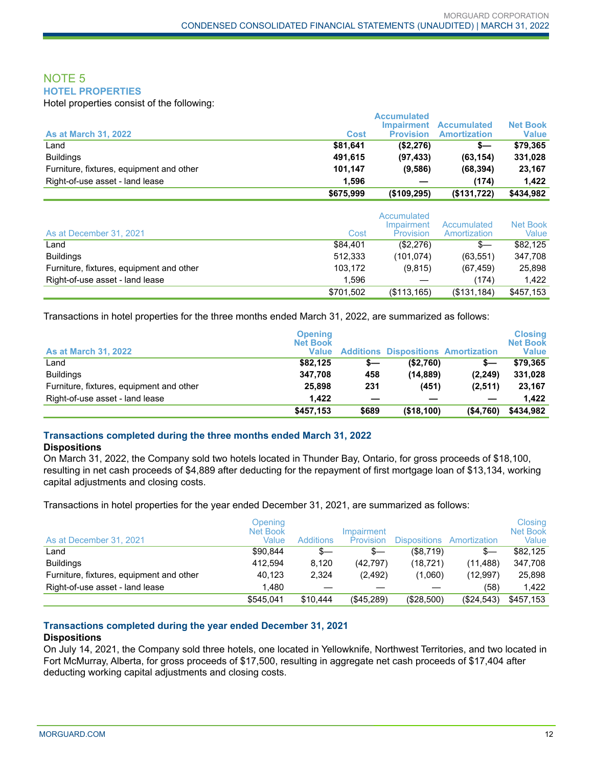## NOTE 5

### HOTEL PROPERTIES

Hotel properties consist of the following:

| As at March 31, 2022 | Cost | Accumulated Impairment Provision | Accumulated Amortization | Net Book Value |
|---|---|---|---|---|
| Land | **$81,641** | **($2,276)** | **$—** | **$79,365** |
| Buildings | **491,615** | **(97,433)** | **(63,154)** | **331,028** |
| Furniture, fixtures, equipment and other | **101,147** | **(9,586)** | **(68,394)** | **23,167** |
| Right-of-use asset - land lease | **1,596** | **—** | **(174)** | **1,422** |
| | **$675,999** | **($109,295)** | **($131,722)** | **$434,982** |

| As at December 31, 2021 | Cost | Accumulated Impairment Provision | Accumulated Amortization | Net Book Value |
|---|---|---|---|---|
| Land | $84,401 | ($2,276) | $— | $82,125 |
| Buildings | 512,333 | (101,074) | (63,551) | 347,708 |
| Furniture, fixtures, equipment and other | 103,172 | (9,815) | (67,459) | 25,898 |
| Right-of-use asset - land lease | 1,596 | — | (174) | 1,422 |
| | $701,502 | ($113,165) | ($131,184) | $457,153 |

Transactions in hotel properties for the three months ended March 31, 2022, are summarized as follows:

| As at March 31, 2022 | Opening Net Book Value | Additions | Dispositions | Amortization | Closing Net Book Value |
|---|---|---|---|---|---|
| Land | **$82,125** | **$—** | **($2,760)** | **$—** | **$79,365** |
| Buildings | **347,708** | **458** | **(14,889)** | **(2,249)** | **331,028** |
| Furniture, fixtures, equipment and other | **25,898** | **231** | **(451)** | **(2,511)** | **23,167** |
| Right-of-use asset - land lease | **1,422** | **—** | **—** | **—** | **1,422** |
| | **$457,153** | **$689** | **($18,100)** | **($4,760)** | **$434,982** |

#### Transactions completed during the three months ended March 31, 2022

**Dispositions**

On March 31, 2022, the Company sold two hotels located in Thunder Bay, Ontario, for gross proceeds of $18,100, resulting in net cash proceeds of $4,889 after deducting for the repayment of first mortgage loan of $13,134, working capital adjustments and closing costs.

Transactions in hotel properties for the year ended December 31, 2021, are summarized as follows:

| As at December 31, 2021 | Opening Net Book Value | Additions | Impairment Provision | Dispositions | Amortization | Closing Net Book Value |
|---|---|---|---|---|---|---|
| Land | $90,844 | $— | $— | ($8,719) | $— | $82,125 |
| Buildings | 412,594 | 8,120 | (42,797) | (18,721) | (11,488) | 347,708 |
| Furniture, fixtures, equipment and other | 40,123 | 2,324 | (2,492) | (1,060) | (12,997) | 25,898 |
| Right-of-use asset - land lease | 1,480 | — | — | — | (58) | 1,422 |
| | $545,041 | $10,444 | ($45,289) | ($28,500) | ($24,543) | $457,153 |

#### Transactions completed during the year ended December 31, 2021

**Dispositions**

On July 14, 2021, the Company sold three hotels, one located in Yellowknife, Northwest Territories, and two located in Fort McMurray, Alberta, for gross proceeds of $17,500, resulting in aggregate net cash proceeds of $17,404 after deducting working capital adjustments and closing costs.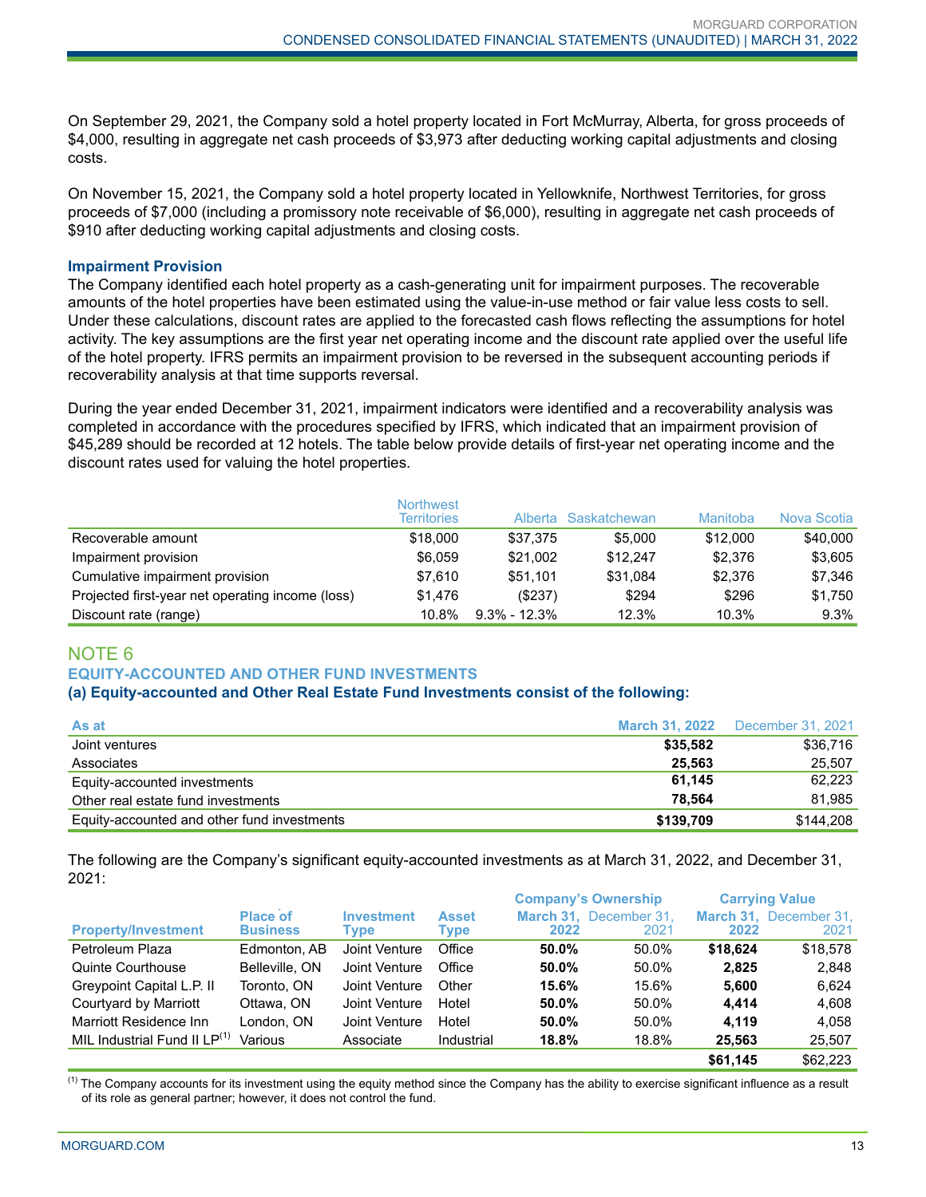On September 29, 2021, the Company sold a hotel property located in Fort McMurray, Alberta, for gross proceeds of $4,000, resulting in aggregate net cash proceeds of $3,973 after deducting working capital adjustments and closing costs.

On November 15, 2021, the Company sold a hotel property located in Yellowknife, Northwest Territories, for gross proceeds of $7,000 (including a promissory note receivable of $6,000), resulting in aggregate net cash proceeds of $910 after deducting working capital adjustments and closing costs.

### Impairment Provision

The Company identified each hotel property as a cash-generating unit for impairment purposes. The recoverable amounts of the hotel properties have been estimated using the value-in-use method or fair value less costs to sell. Under these calculations, discount rates are applied to the forecasted cash flows reflecting the assumptions for hotel activity. The key assumptions are the first year net operating income and the discount rate applied over the useful life of the hotel property. IFRS permits an impairment provision to be reversed in the subsequent accounting periods if recoverability analysis at that time supports reversal.

During the year ended December 31, 2021, impairment indicators were identified and a recoverability analysis was completed in accordance with the procedures specified by IFRS, which indicated that an impairment provision of $45,289 should be recorded at 12 hotels. The table below provide details of first-year net operating income and the discount rates used for valuing the hotel properties.

| | Northwest Territories | Alberta | Saskatchewan | Manitoba | Nova Scotia |
|---|---|---|---|---|---|
| Recoverable amount | $18,000 | $37,375 | $5,000 | $12,000 | $40,000 |
| Impairment provision | $6,059 | $21,002 | $12,247 | $2,376 | $3,605 |
| Cumulative impairment provision | $7,610 | $51,101 | $31,084 | $2,376 | $7,346 |
| Projected first-year net operating income (loss) | $1,476 | ($237) | $294 | $296 | $1,750 |
| Discount rate (range) | 10.8% | 9.3% - 12.3% | 12.3% | 10.3% | 9.3% |

## NOTE 6

### EQUITY-ACCOUNTED AND OTHER FUND INVESTMENTS

#### (a) Equity-accounted and Other Real Estate Fund Investments consist of the following:

| As at | March 31, 2022 | December 31, 2021 |
|---|---|---|
| Joint ventures | **$35,582** | $36,716 |
| Associates | **25,563** | 25,507 |
| Equity-accounted investments | **61,145** | 62,223 |
| Other real estate fund investments | **78,564** | 81,985 |
| Equity-accounted and other fund investments | **$139,709** | $144,208 |

The following are the Company's significant equity-accounted investments as at March 31, 2022, and December 31, 2021:

| | | | | Company's Ownership | | Carrying Value | |
|---|---|---|---|---|---|---|---|
| Property/Investment | Place of Business | Investment Type | Asset Type | March 31, 2022 | December 31, 2021 | March 31, 2022 | December 31, 2021 |
| Petroleum Plaza | Edmonton, AB | Joint Venture | Office | **50.0%** | 50.0% | **$18,624** | $18,578 |
| Quinte Courthouse | Belleville, ON | Joint Venture | Office | **50.0%** | 50.0% | **2,825** | 2,848 |
| Greypoint Capital L.P. II | Toronto, ON | Joint Venture | Other | **15.6%** | 15.6% | **5,600** | 6,624 |
| Courtyard by Marriott | Ottawa, ON | Joint Venture | Hotel | **50.0%** | 50.0% | **4,414** | 4,608 |
| Marriott Residence Inn | London, ON | Joint Venture | Hotel | **50.0%** | 50.0% | **4,119** | 4,058 |
| MIL Industrial Fund II LP[1] | Various | Associate | Industrial | **18.8%** | 18.8% | **25,563** | 25,507 |
| | | | | | | **$61,145** | $62,223 |

[1] The Company accounts for its investment using the equity method since the Company has the ability to exercise significant influence as a result of its role as general partner; however, it does not control the fund.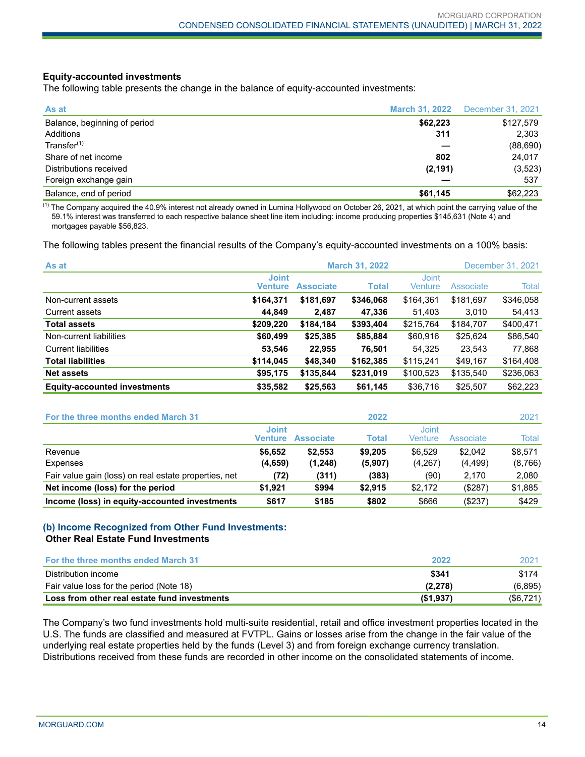**Equity-accounted investments**

The following table presents the change in the balance of equity-accounted investments:

| As at | March 31, 2022 | December 31, 2021 |
|---|---|---|
| Balance, beginning of period | **$62,223** | $127,579 |
| Additions | **311** | 2,303 |
| Transfer[1] | **—** | (88,690) |
| Share of net income | **802** | 24,017 |
| Distributions received | **(2,191)** | (3,523) |
| Foreign exchange gain | **—** | 537 |
| Balance, end of period | **$61,145** | $62,223 |

[1] The Company acquired the 40.9% interest not already owned in Lumina Hollywood on October 26, 2021, at which point the carrying value of the 59.1% interest was transferred to each respective balance sheet line item including: income producing properties $145,631 (Note 4) and mortgages payable $56,823.

The following tables present the financial results of the Company's equity-accounted investments on a 100% basis:

| As at | March 31, 2022 | | | December 31, 2021 | | |
|---|---|---|---|---|---|---|
| | Joint Venture | Associate | Total | Joint Venture | Associate | Total |
| Non-current assets | **$164,371** | **$181,697** | **$346,068** | $164,361 | $181,697 | $346,058 |
| Current assets | **44,849** | **2,487** | **47,336** | 51,403 | 3,010 | 54,413 |
| **Total assets** | **$209,220** | **$184,184** | **$393,404** | $215,764 | $184,707 | $400,471 |
| Non-current liabilities | **$60,499** | **$25,385** | **$85,884** | $60,916 | $25,624 | $86,540 |
| Current liabilities | **53,546** | **22,955** | **76,501** | 54,325 | 23,543 | 77,868 |
| **Total liabilities** | **$114,045** | **$48,340** | **$162,385** | $115,241 | $49,167 | $164,408 |
| **Net assets** | **$95,175** | **$135,844** | **$231,019** | $100,523 | $135,540 | $236,063 |
| **Equity-accounted investments** | **$35,582** | **$25,563** | **$61,145** | $36,716 | $25,507 | $62,223 |

| For the three months ended March 31 | 2022 | | | 2021 | | |
|---|---|---|---|---|---|---|
| | Joint Venture | Associate | Total | Joint Venture | Associate | Total |
| Revenue | **$6,652** | **$2,553** | **$9,205** | $6,529 | $2,042 | $8,571 |
| Expenses | **(4,659)** | **(1,248)** | **(5,907)** | (4,267) | (4,499) | (8,766) |
| Fair value gain (loss) on real estate properties, net | **(72)** | **(311)** | **(383)** | (90) | 2,170 | 2,080 |
| **Net income (loss) for the period** | **$1,921** | **$994** | **$2,915** | $2,172 | ($287) | $1,885 |
| **Income (loss) in equity-accounted investments** | **$617** | **$185** | **$802** | $666 | ($237) | $429 |

### (b) Income Recognized from Other Fund Investments:

**Other Real Estate Fund Investments**

| For the three months ended March 31 | 2022 | 2021 |
|---|---|---|
| Distribution income | **$341** | $174 |
| Fair value loss for the period (Note 18) | **(2,278)** | (6,895) |
| **Loss from other real estate fund investments** | **($1,937)** | ($6,721) |

The Company's two fund investments hold multi-suite residential, retail and office investment properties located in the U.S. The funds are classified and measured at FVTPL. Gains or losses arise from the change in the fair value of the underlying real estate properties held by the funds (Level 3) and from foreign exchange currency translation. Distributions received from these funds are recorded in other income on the consolidated statements of income.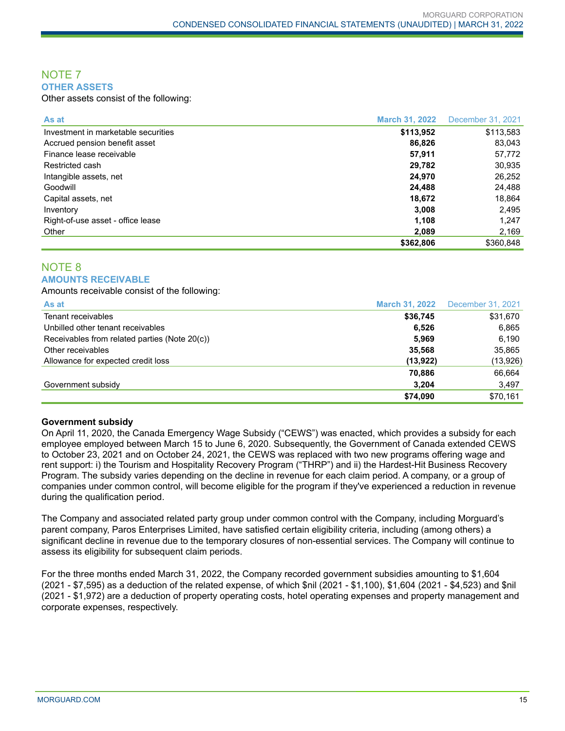## NOTE 7

### OTHER ASSETS

Other assets consist of the following:

| As at | March 31, 2022 | December 31, 2021 |
|---|---|---|
| Investment in marketable securities | **$113,952** | $113,583 |
| Accrued pension benefit asset | **86,826** | 83,043 |
| Finance lease receivable | **57,911** | 57,772 |
| Restricted cash | **29,782** | 30,935 |
| Intangible assets, net | **24,970** | 26,252 |
| Goodwill | **24,488** | 24,488 |
| Capital assets, net | **18,672** | 18,864 |
| Inventory | **3,008** | 2,495 |
| Right-of-use asset - office lease | **1,108** | 1,247 |
| Other | **2,089** | 2,169 |
| | **$362,806** | $360,848 |

## NOTE 8

### AMOUNTS RECEIVABLE

Amounts receivable consist of the following:

| As at | March 31, 2022 | December 31, 2021 |
|---|---|---|
| Tenant receivables | **$36,745** | $31,670 |
| Unbilled other tenant receivables | **6,526** | 6,865 |
| Receivables from related parties (Note 20(c)) | **5,969** | 6,190 |
| Other receivables | **35,568** | 35,865 |
| Allowance for expected credit loss | **(13,922)** | (13,926) |
| | **70,886** | 66,664 |
| Government subsidy | **3,204** | 3,497 |
| | **$74,090** | $70,161 |

**Government subsidy**

On April 11, 2020, the Canada Emergency Wage Subsidy ("CEWS") was enacted, which provides a subsidy for each employee employed between March 15 to June 6, 2020. Subsequently, the Government of Canada extended CEWS to October 23, 2021 and on October 24, 2021, the CEWS was replaced with two new programs offering wage and rent support: i) the Tourism and Hospitality Recovery Program ("THRP") and ii) the Hardest-Hit Business Recovery Program. The subsidy varies depending on the decline in revenue for each claim period. A company, or a group of companies under common control, will become eligible for the program if they've experienced a reduction in revenue during the qualification period.

The Company and associated related party group under common control with the Company, including Morguard's parent company, Paros Enterprises Limited, have satisfied certain eligibility criteria, including (among others) a significant decline in revenue due to the temporary closures of non-essential services. The Company will continue to assess its eligibility for subsequent claim periods.

For the three months ended March 31, 2022, the Company recorded government subsidies amounting to $1,604 (2021 - $7,595) as a deduction of the related expense, of which $nil (2021 - $1,100), $1,604 (2021 - $4,523) and $nil (2021 - $1,972) are a deduction of property operating costs, hotel operating expenses and property management and corporate expenses, respectively.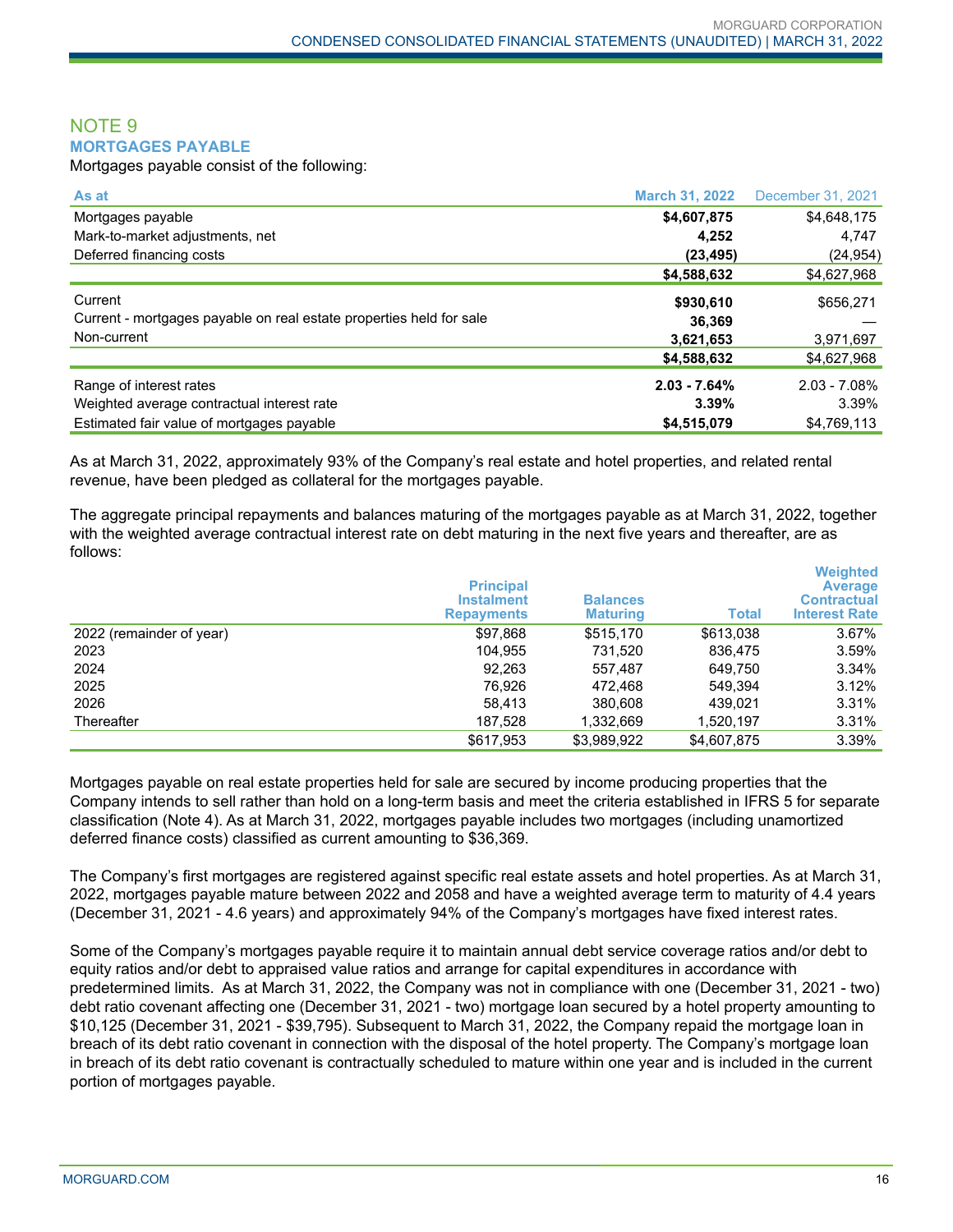## NOTE 9

### MORTGAGES PAYABLE

Mortgages payable consist of the following:

| As at | March 31, 2022 | December 31, 2021 |
|---|---|---|
| Mortgages payable | **$4,607,875** | $4,648,175 |
| Mark-to-market adjustments, net | **4,252** | 4,747 |
| Deferred financing costs | **(23,495)** | (24,954) |
| | **$4,588,632** | $4,627,968 |
| Current | **$930,610** | $656,271 |
| Current - mortgages payable on real estate properties held for sale | **36,369** | — |
| Non-current | **3,621,653** | 3,971,697 |
| | **$4,588,632** | $4,627,968 |
| Range of interest rates | **2.03 - 7.64%** | 2.03 - 7.08% |
| Weighted average contractual interest rate | **3.39%** | 3.39% |
| Estimated fair value of mortgages payable | **$4,515,079** | $4,769,113 |

As at March 31, 2022, approximately 93% of the Company's real estate and hotel properties, and related rental revenue, have been pledged as collateral for the mortgages payable.

The aggregate principal repayments and balances maturing of the mortgages payable as at March 31, 2022, together with the weighted average contractual interest rate on debt maturing in the next five years and thereafter, are as follows:

| | Principal Instalment Repayments | Balances Maturing | Total | Weighted Average Contractual Interest Rate |
|---|---|---|---|---|
| 2022 (remainder of year) | $97,868 | $515,170 | $613,038 | 3.67% |
| 2023 | 104,955 | 731,520 | 836,475 | 3.59% |
| 2024 | 92,263 | 557,487 | 649,750 | 3.34% |
| 2025 | 76,926 | 472,468 | 549,394 | 3.12% |
| 2026 | 58,413 | 380,608 | 439,021 | 3.31% |
| Thereafter | 187,528 | 1,332,669 | 1,520,197 | 3.31% |
| | $617,953 | $3,989,922 | $4,607,875 | 3.39% |

Mortgages payable on real estate properties held for sale are secured by income producing properties that the Company intends to sell rather than hold on a long-term basis and meet the criteria established in IFRS 5 for separate classification (Note 4). As at March 31, 2022, mortgages payable includes two mortgages (including unamortized deferred finance costs) classified as current amounting to $36,369.

The Company's first mortgages are registered against specific real estate assets and hotel properties. As at March 31, 2022, mortgages payable mature between 2022 and 2058 and have a weighted average term to maturity of 4.4 years (December 31, 2021 - 4.6 years) and approximately 94% of the Company's mortgages have fixed interest rates.

Some of the Company's mortgages payable require it to maintain annual debt service coverage ratios and/or debt to equity ratios and/or debt to appraised value ratios and arrange for capital expenditures in accordance with predetermined limits. As at March 31, 2022, the Company was not in compliance with one (December 31, 2021 - two) debt ratio covenant affecting one (December 31, 2021 - two) mortgage loan secured by a hotel property amounting to $10,125 (December 31, 2021 - $39,795). Subsequent to March 31, 2022, the Company repaid the mortgage loan in breach of its debt ratio covenant in connection with the disposal of the hotel property. The Company's mortgage loan in breach of its debt ratio covenant is contractually scheduled to mature within one year and is included in the current portion of mortgages payable.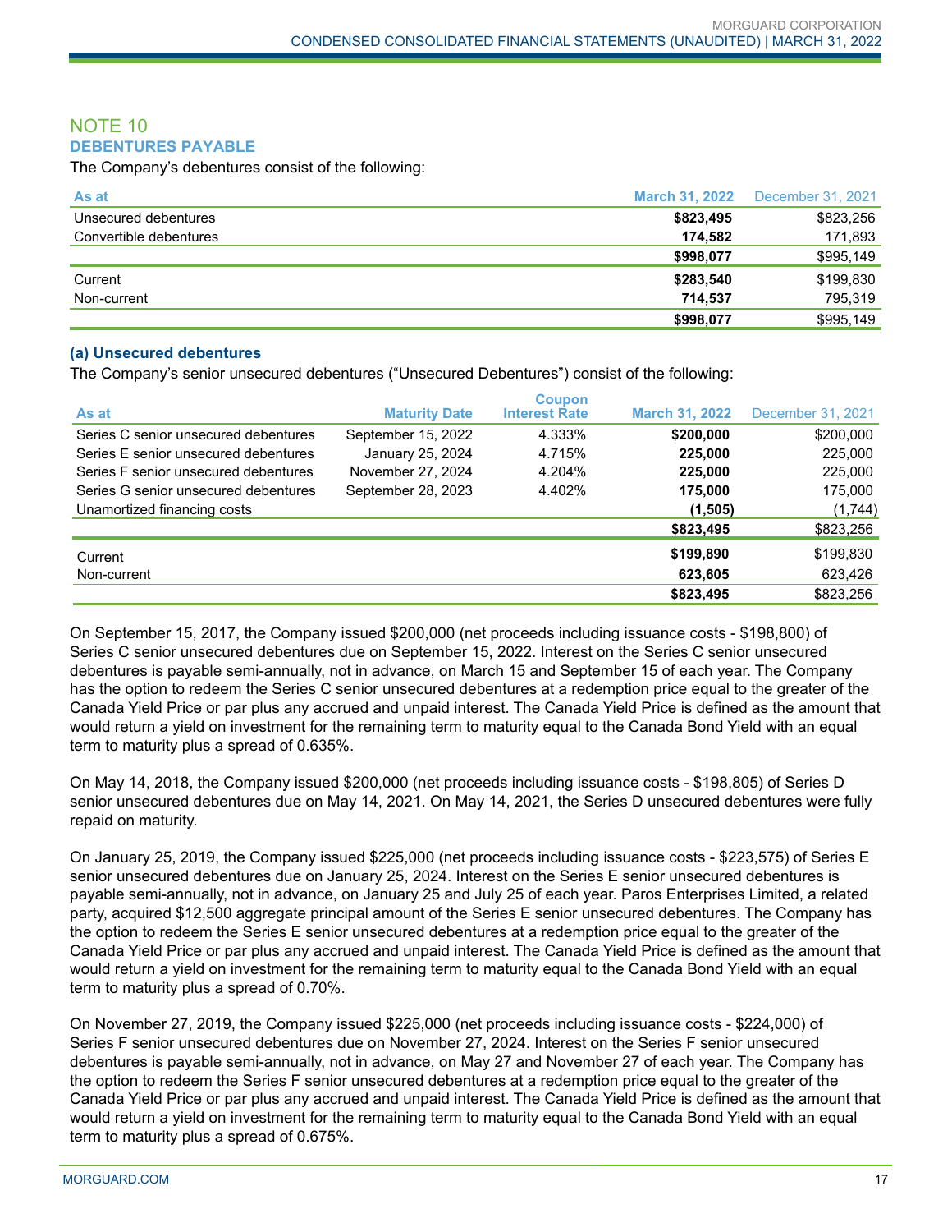## NOTE 10
### DEBENTURES PAYABLE

The Company's debentures consist of the following:

| As at | March 31, 2022 | December 31, 2021 |
|---|---|---|
| Unsecured debentures | **$823,495** | $823,256 |
| Convertible debentures | **174,582** | 171,893 |
| | **$998,077** | $995,149 |
| Current | **$283,540** | $199,830 |
| Non-current | **714,537** | 795,319 |
| | **$998,077** | $995,149 |

#### (a) Unsecured debentures

The Company's senior unsecured debentures ("Unsecured Debentures") consist of the following:

| As at | Maturity Date | Coupon Interest Rate | March 31, 2022 | December 31, 2021 |
|---|---|---|---|---|
| Series C senior unsecured debentures | September 15, 2022 | 4.333% | **$200,000** | $200,000 |
| Series E senior unsecured debentures | January 25, 2024 | 4.715% | **225,000** | 225,000 |
| Series F senior unsecured debentures | November 27, 2024 | 4.204% | **225,000** | 225,000 |
| Series G senior unsecured debentures | September 28, 2023 | 4.402% | **175,000** | 175,000 |
| Unamortized financing costs | | | **(1,505)** | (1,744) |
| | | | **$823,495** | $823,256 |
| Current | | | **$199,890** | $199,830 |
| Non-current | | | **623,605** | 623,426 |
| | | | **$823,495** | $823,256 |

On September 15, 2017, the Company issued $200,000 (net proceeds including issuance costs - $198,800) of Series C senior unsecured debentures due on September 15, 2022. Interest on the Series C senior unsecured debentures is payable semi-annually, not in advance, on March 15 and September 15 of each year. The Company has the option to redeem the Series C senior unsecured debentures at a redemption price equal to the greater of the Canada Yield Price or par plus any accrued and unpaid interest. The Canada Yield Price is defined as the amount that would return a yield on investment for the remaining term to maturity equal to the Canada Bond Yield with an equal term to maturity plus a spread of 0.635%.

On May 14, 2018, the Company issued $200,000 (net proceeds including issuance costs - $198,805) of Series D senior unsecured debentures due on May 14, 2021. On May 14, 2021, the Series D unsecured debentures were fully repaid on maturity.

On January 25, 2019, the Company issued $225,000 (net proceeds including issuance costs - $223,575) of Series E senior unsecured debentures due on January 25, 2024. Interest on the Series E senior unsecured debentures is payable semi-annually, not in advance, on January 25 and July 25 of each year. Paros Enterprises Limited, a related party, acquired $12,500 aggregate principal amount of the Series E senior unsecured debentures. The Company has the option to redeem the Series E senior unsecured debentures at a redemption price equal to the greater of the Canada Yield Price or par plus any accrued and unpaid interest. The Canada Yield Price is defined as the amount that would return a yield on investment for the remaining term to maturity equal to the Canada Bond Yield with an equal term to maturity plus a spread of 0.70%.

On November 27, 2019, the Company issued $225,000 (net proceeds including issuance costs - $224,000) of Series F senior unsecured debentures due on November 27, 2024. Interest on the Series F senior unsecured debentures is payable semi-annually, not in advance, on May 27 and November 27 of each year. The Company has the option to redeem the Series F senior unsecured debentures at a redemption price equal to the greater of the Canada Yield Price or par plus any accrued and unpaid interest. The Canada Yield Price is defined as the amount that would return a yield on investment for the remaining term to maturity equal to the Canada Bond Yield with an equal term to maturity plus a spread of 0.675%.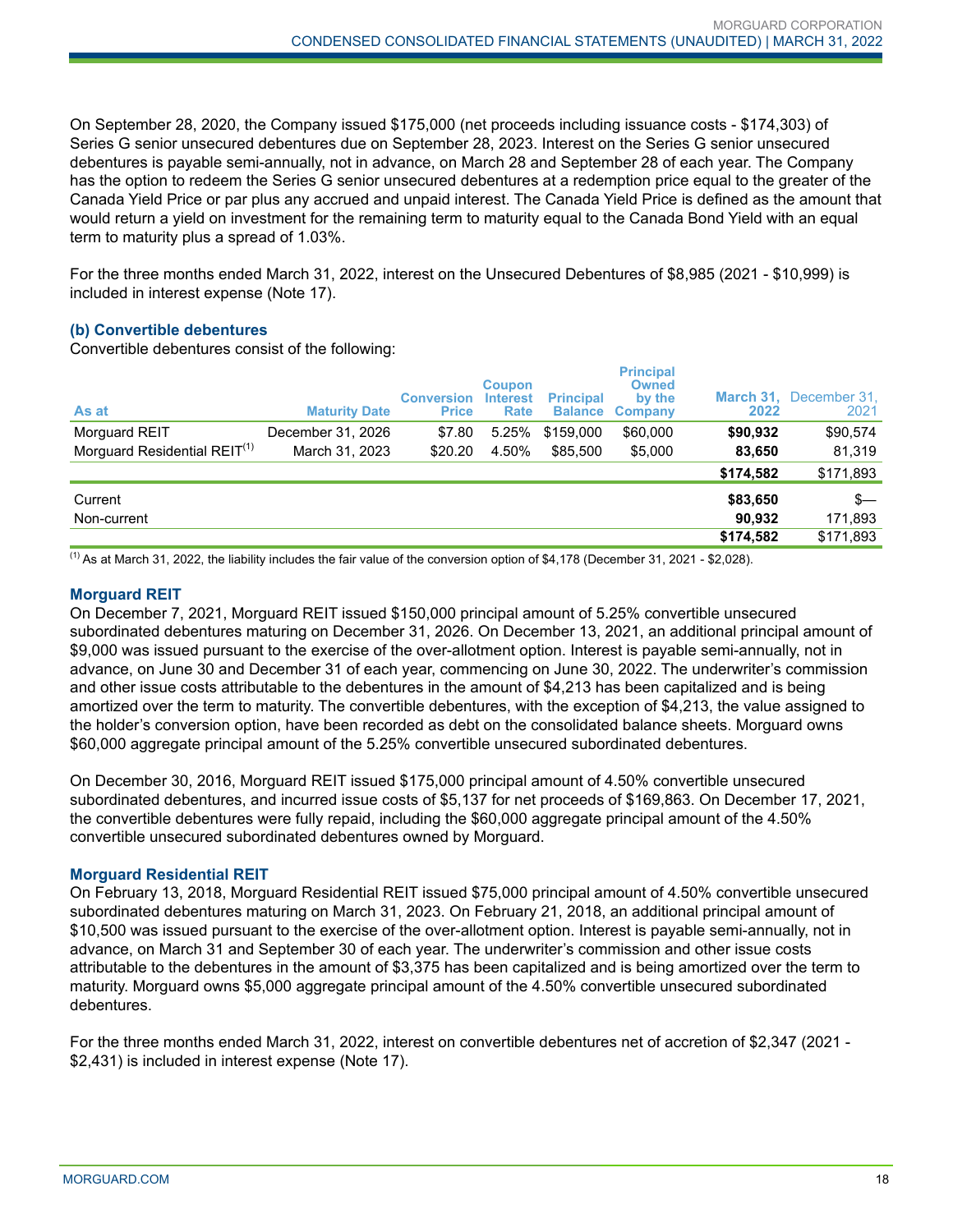On September 28, 2020, the Company issued $175,000 (net proceeds including issuance costs - $174,303) of Series G senior unsecured debentures due on September 28, 2023. Interest on the Series G senior unsecured debentures is payable semi-annually, not in advance, on March 28 and September 28 of each year. The Company has the option to redeem the Series G senior unsecured debentures at a redemption price equal to the greater of the Canada Yield Price or par plus any accrued and unpaid interest. The Canada Yield Price is defined as the amount that would return a yield on investment for the remaining term to maturity equal to the Canada Bond Yield with an equal term to maturity plus a spread of 1.03%.

For the three months ended March 31, 2022, interest on the Unsecured Debentures of $8,985 (2021 - $10,999) is included in interest expense (Note 17).

### (b) Convertible debentures

Convertible debentures consist of the following:

| As at | Maturity Date | Conversion Price | Coupon Interest Rate | Principal Balance | Principal Owned by the Company | March 31, 2022 | December 31, 2021 |
|---|---|---|---|---|---|---|---|
| Morguard REIT | December 31, 2026 | $7.80 | 5.25% | $159,000 | $60,000 | **$90,932** | $90,574 |
| Morguard Residential REIT[1] | March 31, 2023 | $20.20 | 4.50% | $85,500 | $5,000 | **83,650** | 81,319 |
| | | | | | | **$174,582** | $171,893 |
| Current | | | | | | **$83,650** | $— |
| Non-current | | | | | | **90,932** | 171,893 |
| | | | | | | **$174,582** | $171,893 |

[1] As at March 31, 2022, the liability includes the fair value of the conversion option of $4,178 (December 31, 2021 - $2,028).

#### Morguard REIT

On December 7, 2021, Morguard REIT issued $150,000 principal amount of 5.25% convertible unsecured subordinated debentures maturing on December 31, 2026. On December 13, 2021, an additional principal amount of $9,000 was issued pursuant to the exercise of the over-allotment option. Interest is payable semi-annually, not in advance, on June 30 and December 31 of each year, commencing on June 30, 2022. The underwriter's commission and other issue costs attributable to the debentures in the amount of $4,213 has been capitalized and is being amortized over the term to maturity. The convertible debentures, with the exception of $4,213, the value assigned to the holder's conversion option, have been recorded as debt on the consolidated balance sheets. Morguard owns $60,000 aggregate principal amount of the 5.25% convertible unsecured subordinated debentures.

On December 30, 2016, Morguard REIT issued $175,000 principal amount of 4.50% convertible unsecured subordinated debentures, and incurred issue costs of $5,137 for net proceeds of $169,863. On December 17, 2021, the convertible debentures were fully repaid, including the $60,000 aggregate principal amount of the 4.50% convertible unsecured subordinated debentures owned by Morguard.

#### Morguard Residential REIT

On February 13, 2018, Morguard Residential REIT issued $75,000 principal amount of 4.50% convertible unsecured subordinated debentures maturing on March 31, 2023. On February 21, 2018, an additional principal amount of $10,500 was issued pursuant to the exercise of the over-allotment option. Interest is payable semi-annually, not in advance, on March 31 and September 30 of each year. The underwriter's commission and other issue costs attributable to the debentures in the amount of $3,375 has been capitalized and is being amortized over the term to maturity. Morguard owns $5,000 aggregate principal amount of the 4.50% convertible unsecured subordinated debentures.

For the three months ended March 31, 2022, interest on convertible debentures net of accretion of $2,347 (2021 - $2,431) is included in interest expense (Note 17).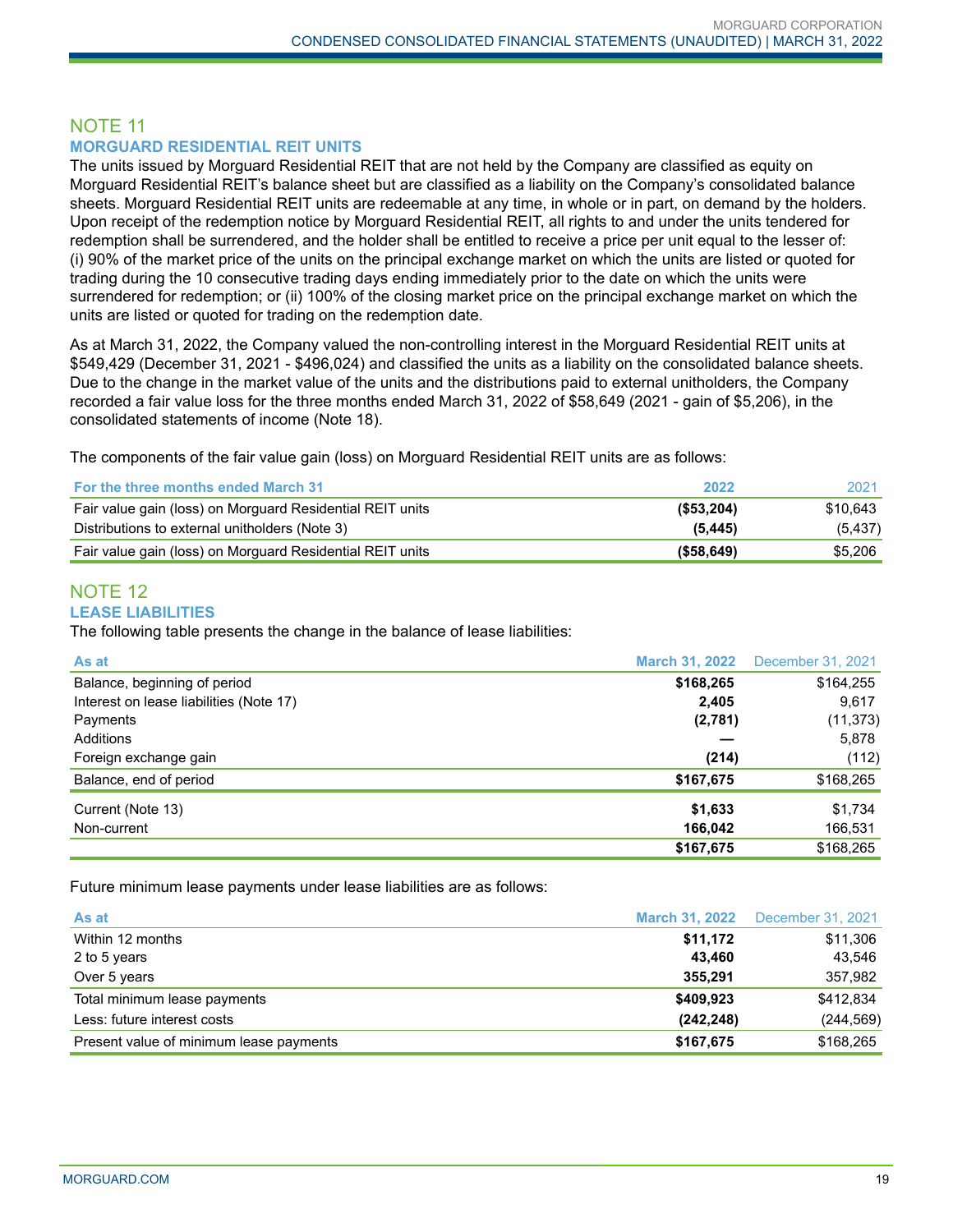## NOTE 11

### MORGUARD RESIDENTIAL REIT UNITS

The units issued by Morguard Residential REIT that are not held by the Company are classified as equity on Morguard Residential REIT's balance sheet but are classified as a liability on the Company's consolidated balance sheets. Morguard Residential REIT units are redeemable at any time, in whole or in part, on demand by the holders. Upon receipt of the redemption notice by Morguard Residential REIT, all rights to and under the units tendered for redemption shall be surrendered, and the holder shall be entitled to receive a price per unit equal to the lesser of: (i) 90% of the market price of the units on the principal exchange market on which the units are listed or quoted for trading during the 10 consecutive trading days ending immediately prior to the date on which the units were surrendered for redemption; or (ii) 100% of the closing market price on the principal exchange market on which the units are listed or quoted for trading on the redemption date.

As at March 31, 2022, the Company valued the non-controlling interest in the Morguard Residential REIT units at $549,429 (December 31, 2021 - $496,024) and classified the units as a liability on the consolidated balance sheets. Due to the change in the market value of the units and the distributions paid to external unitholders, the Company recorded a fair value loss for the three months ended March 31, 2022 of $58,649 (2021 - gain of $5,206), in the consolidated statements of income (Note 18).

The components of the fair value gain (loss) on Morguard Residential REIT units are as follows:

| For the three months ended March 31 | 2022 | 2021 |
|---|---|---|
| Fair value gain (loss) on Morguard Residential REIT units | **($53,204)** | $10,643 |
| Distributions to external unitholders (Note 3) | **(5,445)** | (5,437) |
| Fair value gain (loss) on Morguard Residential REIT units | **($58,649)** | $5,206 |

## NOTE 12

### LEASE LIABILITIES

The following table presents the change in the balance of lease liabilities:

| As at | March 31, 2022 | December 31, 2021 |
|---|---|---|
| Balance, beginning of period | **$168,265** | $164,255 |
| Interest on lease liabilities (Note 17) | **2,405** | 9,617 |
| Payments | **(2,781)** | (11,373) |
| Additions | **—** | 5,878 |
| Foreign exchange gain | **(214)** | (112) |
| Balance, end of period | **$167,675** | $168,265 |
| Current (Note 13) | **$1,633** | $1,734 |
| Non-current | **166,042** | 166,531 |
| | **$167,675** | $168,265 |

Future minimum lease payments under lease liabilities are as follows:

| As at | March 31, 2022 | December 31, 2021 |
|---|---|---|
| Within 12 months | **$11,172** | $11,306 |
| 2 to 5 years | **43,460** | 43,546 |
| Over 5 years | **355,291** | 357,982 |
| Total minimum lease payments | **$409,923** | $412,834 |
| Less: future interest costs | **(242,248)** | (244,569) |
| Present value of minimum lease payments | **$167,675** | $168,265 |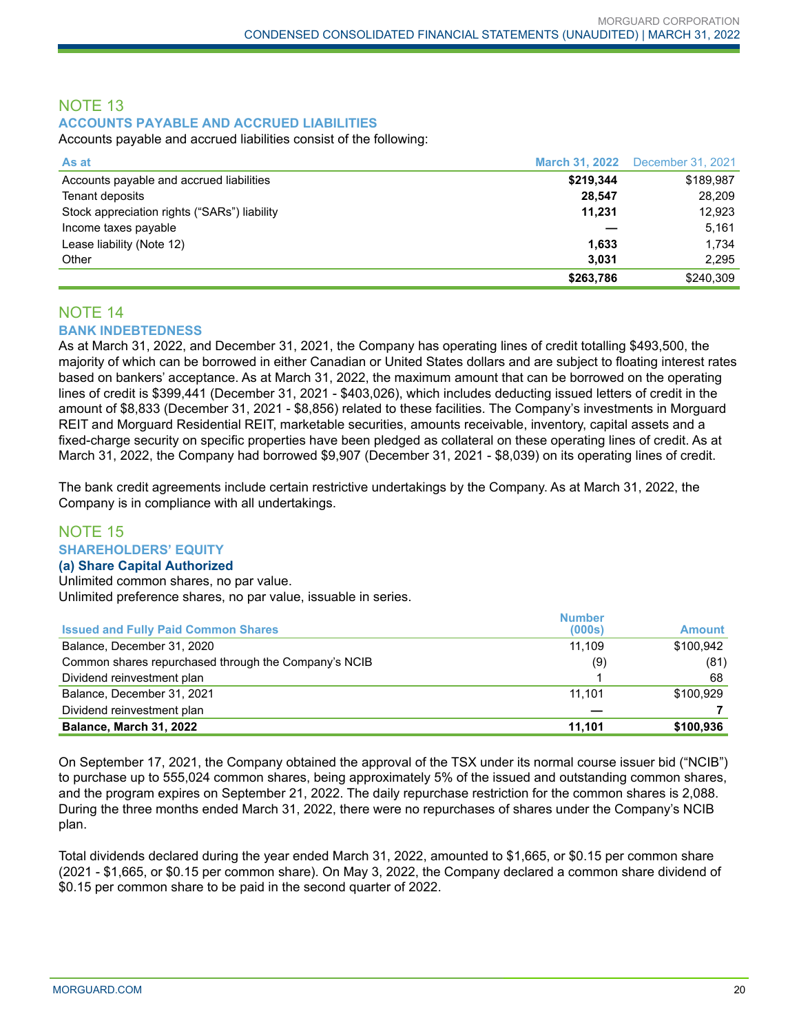## NOTE 13

### ACCOUNTS PAYABLE AND ACCRUED LIABILITIES

Accounts payable and accrued liabilities consist of the following:

| As at | March 31, 2022 | December 31, 2021 |
|---|---|---|
| Accounts payable and accrued liabilities | **$219,344** | $189,987 |
| Tenant deposits | **28,547** | 28,209 |
| Stock appreciation rights ("SARs") liability | **11,231** | 12,923 |
| Income taxes payable | **—** | 5,161 |
| Lease liability (Note 12) | **1,633** | 1,734 |
| Other | **3,031** | 2,295 |
| | **$263,786** | $240,309 |

## NOTE 14

### BANK INDEBTEDNESS

As at March 31, 2022, and December 31, 2021, the Company has operating lines of credit totalling $493,500, the majority of which can be borrowed in either Canadian or United States dollars and are subject to floating interest rates based on bankers' acceptance. As at March 31, 2022, the maximum amount that can be borrowed on the operating lines of credit is $399,441 (December 31, 2021 - $403,026), which includes deducting issued letters of credit in the amount of $8,833 (December 31, 2021 - $8,856) related to these facilities. The Company's investments in Morguard REIT and Morguard Residential REIT, marketable securities, amounts receivable, inventory, capital assets and a fixed-charge security on specific properties have been pledged as collateral on these operating lines of credit. As at March 31, 2022, the Company had borrowed $9,907 (December 31, 2021 - $8,039) on its operating lines of credit.

The bank credit agreements include certain restrictive undertakings by the Company. As at March 31, 2022, the Company is in compliance with all undertakings.

## NOTE 15

### SHAREHOLDERS' EQUITY

#### (a) Share Capital Authorized

Unlimited common shares, no par value.
Unlimited preference shares, no par value, issuable in series.

| Issued and Fully Paid Common Shares | Number (000s) | Amount |
|---|---|---|
| Balance, December 31, 2020 | 11,109 | $100,942 |
| Common shares repurchased through the Company's NCIB | (9) | (81) |
| Dividend reinvestment plan | 1 | 68 |
| Balance, December 31, 2021 | 11,101 | $100,929 |
| Dividend reinvestment plan | — | **7** |
| **Balance, March 31, 2022** | **11,101** | **$100,936** |

On September 17, 2021, the Company obtained the approval of the TSX under its normal course issuer bid ("NCIB") to purchase up to 555,024 common shares, being approximately 5% of the issued and outstanding common shares, and the program expires on September 21, 2022. The daily repurchase restriction for the common shares is 2,088. During the three months ended March 31, 2022, there were no repurchases of shares under the Company's NCIB plan.

Total dividends declared during the year ended March 31, 2022, amounted to $1,665, or $0.15 per common share (2021 - $1,665, or $0.15 per common share). On May 3, 2022, the Company declared a common share dividend of $0.15 per common share to be paid in the second quarter of 2022.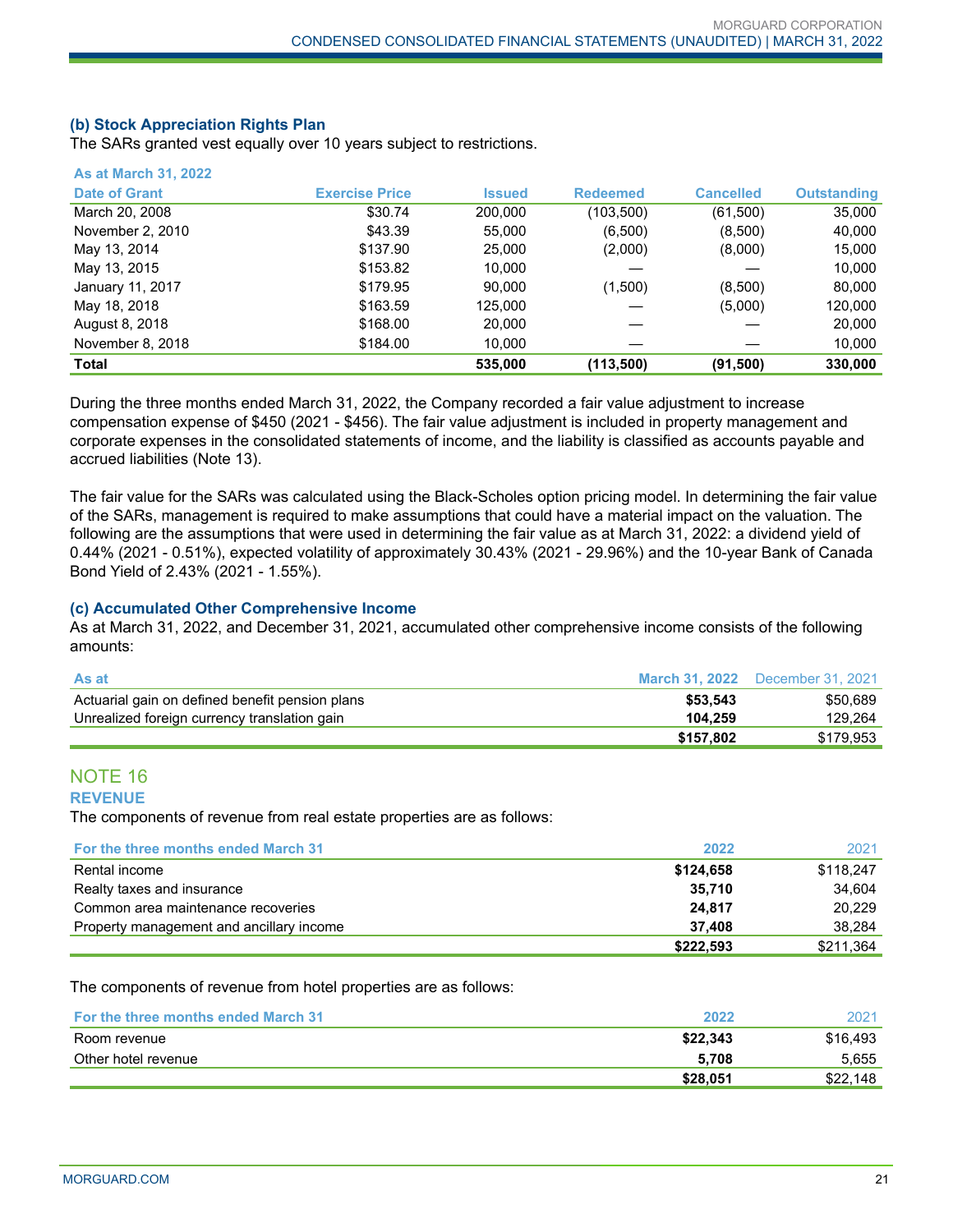### (b) Stock Appreciation Rights Plan

The SARs granted vest equally over 10 years subject to restrictions.

| As at March 31, 2022 | | | | | |
|---|---|---|---|---|---|
| Date of Grant | Exercise Price | Issued | Redeemed | Cancelled | Outstanding |
| March 20, 2008 | $30.74 | 200,000 | (103,500) | (61,500) | 35,000 |
| November 2, 2010 | $43.39 | 55,000 | (6,500) | (8,500) | 40,000 |
| May 13, 2014 | $137.90 | 25,000 | (2,000) | (8,000) | 15,000 |
| May 13, 2015 | $153.82 | 10,000 | — | — | 10,000 |
| January 11, 2017 | $179.95 | 90,000 | (1,500) | (8,500) | 80,000 |
| May 18, 2018 | $163.59 | 125,000 | — | (5,000) | 120,000 |
| August 8, 2018 | $168.00 | 20,000 | — | — | 20,000 |
| November 8, 2018 | $184.00 | 10,000 | — | — | 10,000 |
| **Total** | | **535,000** | **(113,500)** | **(91,500)** | **330,000** |

During the three months ended March 31, 2022, the Company recorded a fair value adjustment to increase compensation expense of $450 (2021 - $456). The fair value adjustment is included in property management and corporate expenses in the consolidated statements of income, and the liability is classified as accounts payable and accrued liabilities (Note 13).

The fair value for the SARs was calculated using the Black-Scholes option pricing model. In determining the fair value of the SARs, management is required to make assumptions that could have a material impact on the valuation. The following are the assumptions that were used in determining the fair value as at March 31, 2022: a dividend yield of 0.44% (2021 - 0.51%), expected volatility of approximately 30.43% (2021 - 29.96%) and the 10-year Bank of Canada Bond Yield of 2.43% (2021 - 1.55%).

### (c) Accumulated Other Comprehensive Income

As at March 31, 2022, and December 31, 2021, accumulated other comprehensive income consists of the following amounts:

| As at | March 31, 2022 | December 31, 2021 |
|---|---|---|
| Actuarial gain on defined benefit pension plans | **$53,543** | $50,689 |
| Unrealized foreign currency translation gain | **104,259** | 129,264 |
| | **$157,802** | $179,953 |

## NOTE 16

### REVENUE

The components of revenue from real estate properties are as follows:

| For the three months ended March 31 | 2022 | 2021 |
|---|---|---|
| Rental income | **$124,658** | $118,247 |
| Realty taxes and insurance | **35,710** | 34,604 |
| Common area maintenance recoveries | **24,817** | 20,229 |
| Property management and ancillary income | **37,408** | 38,284 |
| | **$222,593** | $211,364 |

The components of revenue from hotel properties are as follows:

| For the three months ended March 31 | 2022 | 2021 |
|---|---|---|
| Room revenue | **$22,343** | $16,493 |
| Other hotel revenue | **5,708** | 5,655 |
| | **$28,051** | $22,148 |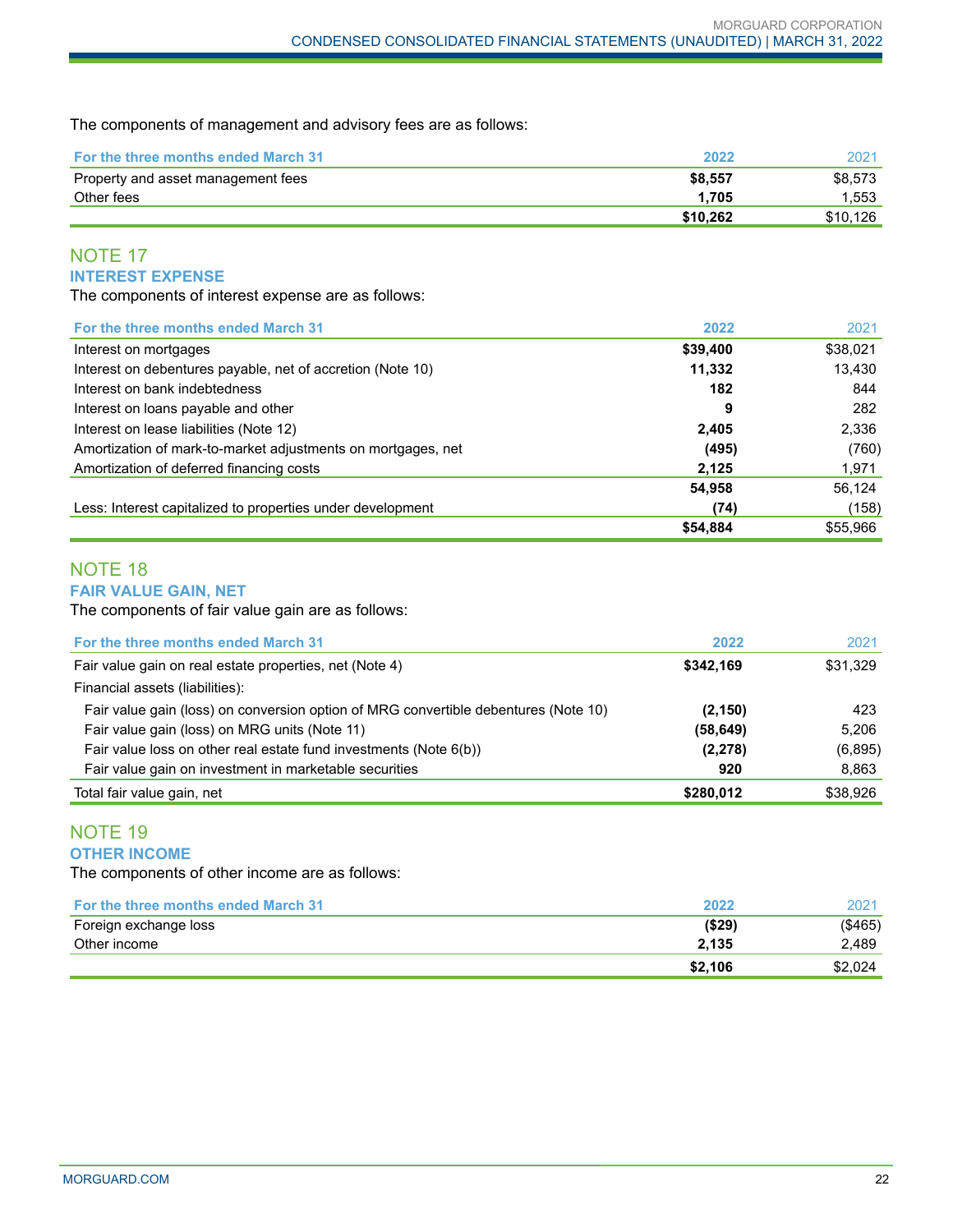The components of management and advisory fees are as follows:

| For the three months ended March 31 | 2022 | 2021 |
|---|---|---|
| Property and asset management fees | **$8,557** | $8,573 |
| Other fees | **1,705** | 1,553 |
| | **$10,262** | $10,126 |

## NOTE 17
### INTEREST EXPENSE

The components of interest expense are as follows:

| For the three months ended March 31 | 2022 | 2021 |
|---|---|---|
| Interest on mortgages | **$39,400** | $38,021 |
| Interest on debentures payable, net of accretion (Note 10) | **11,332** | 13,430 |
| Interest on bank indebtedness | **182** | 844 |
| Interest on loans payable and other | **9** | 282 |
| Interest on lease liabilities (Note 12) | **2,405** | 2,336 |
| Amortization of mark-to-market adjustments on mortgages, net | **(495)** | (760) |
| Amortization of deferred financing costs | **2,125** | 1,971 |
| | **54,958** | 56,124 |
| Less: Interest capitalized to properties under development | **(74)** | (158) |
| | **$54,884** | $55,966 |

## NOTE 18
### FAIR VALUE GAIN, NET

The components of fair value gain are as follows:

| For the three months ended March 31 | 2022 | 2021 |
|---|---|---|
| Fair value gain on real estate properties, net (Note 4) | **$342,169** | $31,329 |
| Financial assets (liabilities): | | |
| Fair value gain (loss) on conversion option of MRG convertible debentures (Note 10) | **(2,150)** | 423 |
| Fair value gain (loss) on MRG units (Note 11) | **(58,649)** | 5,206 |
| Fair value loss on other real estate fund investments (Note 6(b)) | **(2,278)** | (6,895) |
| Fair value gain on investment in marketable securities | **920** | 8,863 |
| Total fair value gain, net | **$280,012** | $38,926 |

## NOTE 19
### OTHER INCOME

The components of other income are as follows:

| For the three months ended March 31 | 2022 | 2021 |
|---|---|---|
| Foreign exchange loss | **($29)** | ($465) |
| Other income | **2,135** | 2,489 |
| | **$2,106** | $2,024 |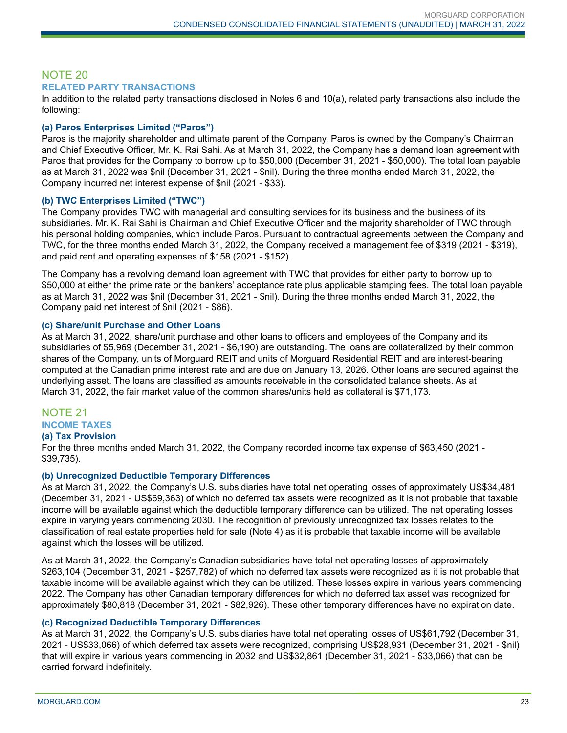## NOTE 20

### RELATED PARTY TRANSACTIONS

In addition to the related party transactions disclosed in Notes 6 and 10(a), related party transactions also include the following:

#### (a) Paros Enterprises Limited ("Paros")

Paros is the majority shareholder and ultimate parent of the Company. Paros is owned by the Company's Chairman and Chief Executive Officer, Mr. K. Rai Sahi. As at March 31, 2022, the Company has a demand loan agreement with Paros that provides for the Company to borrow up to $50,000 (December 31, 2021 - $50,000). The total loan payable as at March 31, 2022 was $nil (December 31, 2021 - $nil). During the three months ended March 31, 2022, the Company incurred net interest expense of $nil (2021 - $33).

#### (b) TWC Enterprises Limited ("TWC")

The Company provides TWC with managerial and consulting services for its business and the business of its subsidiaries. Mr. K. Rai Sahi is Chairman and Chief Executive Officer and the majority shareholder of TWC through his personal holding companies, which include Paros. Pursuant to contractual agreements between the Company and TWC, for the three months ended March 31, 2022, the Company received a management fee of $319 (2021 - $319), and paid rent and operating expenses of $158 (2021 - $152).

The Company has a revolving demand loan agreement with TWC that provides for either party to borrow up to $50,000 at either the prime rate or the bankers' acceptance rate plus applicable stamping fees. The total loan payable as at March 31, 2022 was $nil (December 31, 2021 - $nil). During the three months ended March 31, 2022, the Company paid net interest of $nil (2021 - $86).

#### (c) Share/unit Purchase and Other Loans

As at March 31, 2022, share/unit purchase and other loans to officers and employees of the Company and its subsidiaries of $5,969 (December 31, 2021 - $6,190) are outstanding. The loans are collateralized by their common shares of the Company, units of Morguard REIT and units of Morguard Residential REIT and are interest-bearing computed at the Canadian prime interest rate and are due on January 13, 2026. Other loans are secured against the underlying asset. The loans are classified as amounts receivable in the consolidated balance sheets. As at March 31, 2022, the fair market value of the common shares/units held as collateral is $71,173.

## NOTE 21

### INCOME TAXES

#### (a) Tax Provision

For the three months ended March 31, 2022, the Company recorded income tax expense of $63,450 (2021 - $39,735).

#### (b) Unrecognized Deductible Temporary Differences

As at March 31, 2022, the Company's U.S. subsidiaries have total net operating losses of approximately US$34,481 (December 31, 2021 - US$69,363) of which no deferred tax assets were recognized as it is not probable that taxable income will be available against which the deductible temporary difference can be utilized. The net operating losses expire in varying years commencing 2030. The recognition of previously unrecognized tax losses relates to the classification of real estate properties held for sale (Note 4) as it is probable that taxable income will be available against which the losses will be utilized.

As at March 31, 2022, the Company's Canadian subsidiaries have total net operating losses of approximately $263,104 (December 31, 2021 - $257,782) of which no deferred tax assets were recognized as it is not probable that taxable income will be available against which they can be utilized. These losses expire in various years commencing 2022. The Company has other Canadian temporary differences for which no deferred tax asset was recognized for approximately $80,818 (December 31, 2021 - $82,926). These other temporary differences have no expiration date.

#### (c) Recognized Deductible Temporary Differences

As at March 31, 2022, the Company's U.S. subsidiaries have total net operating losses of US$61,792 (December 31, 2021 - US$33,066) of which deferred tax assets were recognized, comprising US$28,931 (December 31, 2021 - $nil) that will expire in various years commencing in 2032 and US$32,861 (December 31, 2021 - $33,066) that can be carried forward indefinitely.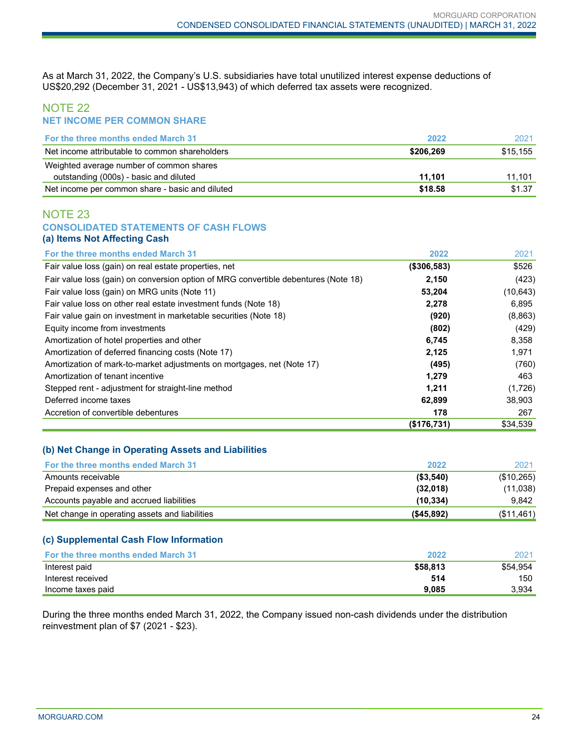As at March 31, 2022, the Company's U.S. subsidiaries have total unutilized interest expense deductions of US$20,292 (December 31, 2021 - US$13,943) of which deferred tax assets were recognized.

## NOTE 22

### NET INCOME PER COMMON SHARE

| For the three months ended March 31 | 2022 | 2021 |
|---|---|---|
| Net income attributable to common shareholders | **$206,269** | $15,155 |
| Weighted average number of common shares outstanding (000s) - basic and diluted | **11,101** | 11,101 |
| Net income per common share - basic and diluted | **$18.58** | $1.37 |

## NOTE 23

### CONSOLIDATED STATEMENTS OF CASH FLOWS

#### (a) Items Not Affecting Cash

| For the three months ended March 31 | 2022 | 2021 |
|---|---|---|
| Fair value loss (gain) on real estate properties, net | **($306,583)** | $526 |
| Fair value loss (gain) on conversion option of MRG convertible debentures (Note 18) | **2,150** | (423) |
| Fair value loss (gain) on MRG units (Note 11) | **53,204** | (10,643) |
| Fair value loss on other real estate investment funds (Note 18) | **2,278** | 6,895 |
| Fair value gain on investment in marketable securities (Note 18) | **(920)** | (8,863) |
| Equity income from investments | **(802)** | (429) |
| Amortization of hotel properties and other | **6,745** | 8,358 |
| Amortization of deferred financing costs (Note 17) | **2,125** | 1,971 |
| Amortization of mark-to-market adjustments on mortgages, net (Note 17) | **(495)** | (760) |
| Amortization of tenant incentive | **1,279** | 463 |
| Stepped rent - adjustment for straight-line method | **1,211** | (1,726) |
| Deferred income taxes | **62,899** | 38,903 |
| Accretion of convertible debentures | **178** | 267 |
| | **($176,731)** | $34,539 |

#### (b) Net Change in Operating Assets and Liabilities

| For the three months ended March 31 | 2022 | 2021 |
|---|---|---|
| Amounts receivable | **($3,540)** | ($10,265) |
| Prepaid expenses and other | **(32,018)** | (11,038) |
| Accounts payable and accrued liabilities | **(10,334)** | 9,842 |
| Net change in operating assets and liabilities | **($45,892)** | ($11,461) |

#### (c) Supplemental Cash Flow Information

| For the three months ended March 31 | 2022 | 2021 |
|---|---|---|
| Interest paid | **$58,813** | $54,954 |
| Interest received | **514** | 150 |
| Income taxes paid | **9,085** | 3,934 |

During the three months ended March 31, 2022, the Company issued non-cash dividends under the distribution reinvestment plan of $7 (2021 - $23).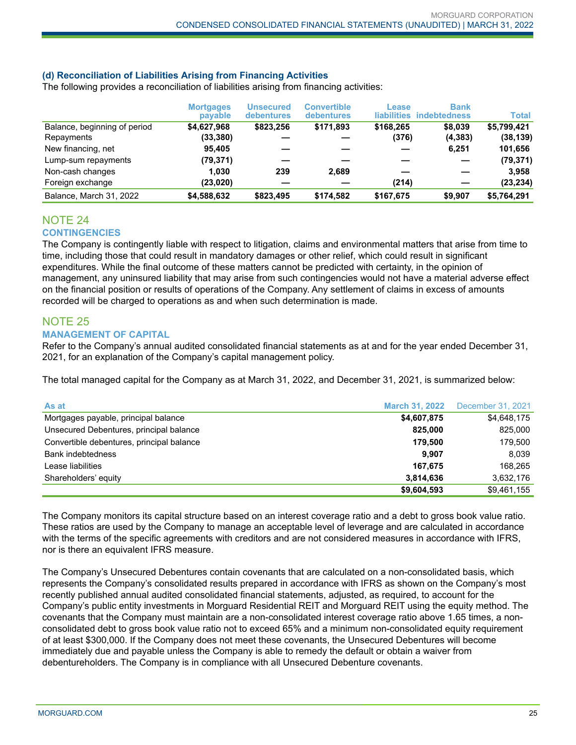### (d) Reconciliation of Liabilities Arising from Financing Activities

The following provides a reconciliation of liabilities arising from financing activities:

| | Mortgages payable | Unsecured debentures | Convertible debentures | Lease liabilities | Bank indebtedness | Total |
|---|---|---|---|---|---|---|
| Balance, beginning of period | $4,627,968 | $823,256 | $171,893 | $168,265 | $8,039 | $5,799,421 |
| Repayments | (33,380) | — | — | (376) | (4,383) | (38,139) |
| New financing, net | 95,405 | — | — | — | 6,251 | 101,656 |
| Lump-sum repayments | (79,371) | — | — | — | — | (79,371) |
| Non-cash changes | 1,030 | 239 | 2,689 | — | — | 3,958 |
| Foreign exchange | (23,020) | — | — | (214) | — | (23,234) |
| Balance, March 31, 2022 | $4,588,632 | $823,495 | $174,582 | $167,675 | $9,907 | $5,764,291 |

## NOTE 24

### CONTINGENCIES

The Company is contingently liable with respect to litigation, claims and environmental matters that arise from time to time, including those that could result in mandatory damages or other relief, which could result in significant expenditures. While the final outcome of these matters cannot be predicted with certainty, in the opinion of management, any uninsured liability that may arise from such contingencies would not have a material adverse effect on the financial position or results of operations of the Company. Any settlement of claims in excess of amounts recorded will be charged to operations as and when such determination is made.

## NOTE 25

### MANAGEMENT OF CAPITAL

Refer to the Company's annual audited consolidated financial statements as at and for the year ended December 31, 2021, for an explanation of the Company's capital management policy.

The total managed capital for the Company as at March 31, 2022, and December 31, 2021, is summarized below:

| As at | March 31, 2022 | December 31, 2021 |
|---|---|---|
| Mortgages payable, principal balance | $4,607,875 | $4,648,175 |
| Unsecured Debentures, principal balance | 825,000 | 825,000 |
| Convertible debentures, principal balance | 179,500 | 179,500 |
| Bank indebtedness | 9,907 | 8,039 |
| Lease liabilities | 167,675 | 168,265 |
| Shareholders' equity | 3,814,636 | 3,632,176 |
| | $9,604,593 | $9,461,155 |

The Company monitors its capital structure based on an interest coverage ratio and a debt to gross book value ratio. These ratios are used by the Company to manage an acceptable level of leverage and are calculated in accordance with the terms of the specific agreements with creditors and are not considered measures in accordance with IFRS, nor is there an equivalent IFRS measure.

The Company's Unsecured Debentures contain covenants that are calculated on a non-consolidated basis, which represents the Company's consolidated results prepared in accordance with IFRS as shown on the Company's most recently published annual audited consolidated financial statements, adjusted, as required, to account for the Company's public entity investments in Morguard Residential REIT and Morguard REIT using the equity method. The covenants that the Company must maintain are a non-consolidated interest coverage ratio above 1.65 times, a non-consolidated debt to gross book value ratio not to exceed 65% and a minimum non-consolidated equity requirement of at least $300,000. If the Company does not meet these covenants, the Unsecured Debentures will become immediately due and payable unless the Company is able to remedy the default or obtain a waiver from debentureholders. The Company is in compliance with all Unsecured Debenture covenants.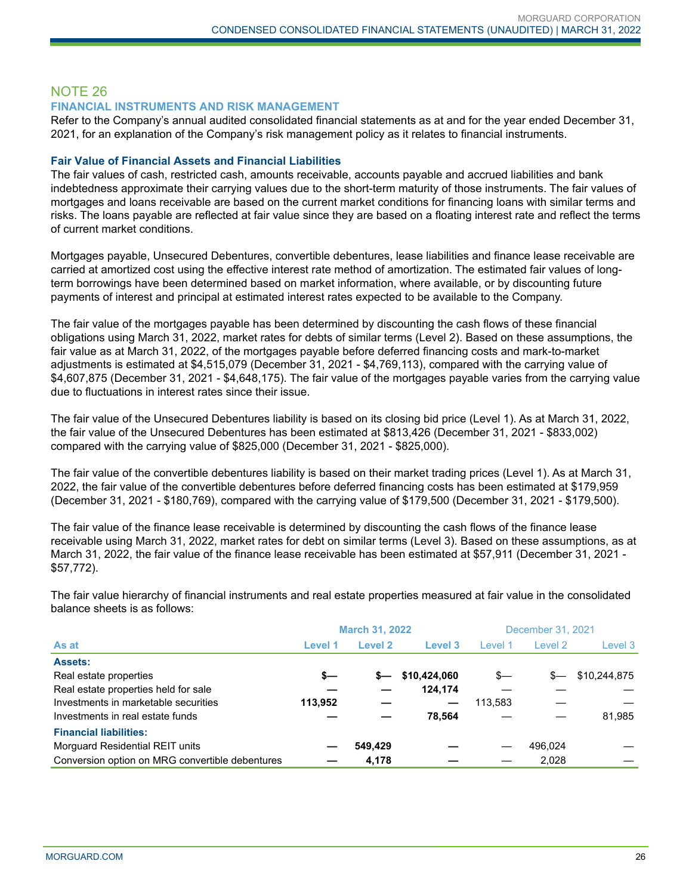## NOTE 26

### FINANCIAL INSTRUMENTS AND RISK MANAGEMENT

Refer to the Company's annual audited consolidated financial statements as at and for the year ended December 31, 2021, for an explanation of the Company's risk management policy as it relates to financial instruments.

#### Fair Value of Financial Assets and Financial Liabilities

The fair values of cash, restricted cash, amounts receivable, accounts payable and accrued liabilities and bank indebtedness approximate their carrying values due to the short-term maturity of those instruments. The fair values of mortgages and loans receivable are based on the current market conditions for financing loans with similar terms and risks. The loans payable are reflected at fair value since they are based on a floating interest rate and reflect the terms of current market conditions.

Mortgages payable, Unsecured Debentures, convertible debentures, lease liabilities and finance lease receivable are carried at amortized cost using the effective interest rate method of amortization. The estimated fair values of long-term borrowings have been determined based on market information, where available, or by discounting future payments of interest and principal at estimated interest rates expected to be available to the Company.

The fair value of the mortgages payable has been determined by discounting the cash flows of these financial obligations using March 31, 2022, market rates for debts of similar terms (Level 2). Based on these assumptions, the fair value as at March 31, 2022, of the mortgages payable before deferred financing costs and mark-to-market adjustments is estimated at $4,515,079 (December 31, 2021 - $4,769,113), compared with the carrying value of $4,607,875 (December 31, 2021 - $4,648,175). The fair value of the mortgages payable varies from the carrying value due to fluctuations in interest rates since their issue.

The fair value of the Unsecured Debentures liability is based on its closing bid price (Level 1). As at March 31, 2022, the fair value of the Unsecured Debentures has been estimated at $813,426 (December 31, 2021 - $833,002) compared with the carrying value of $825,000 (December 31, 2021 - $825,000).

The fair value of the convertible debentures liability is based on their market trading prices (Level 1). As at March 31, 2022, the fair value of the convertible debentures before deferred financing costs has been estimated at $179,959 (December 31, 2021 - $180,769), compared with the carrying value of $179,500 (December 31, 2021 - $179,500).

The fair value of the finance lease receivable is determined by discounting the cash flows of the finance lease receivable using March 31, 2022, market rates for debt on similar terms (Level 3). Based on these assumptions, as at March 31, 2022, the fair value of the finance lease receivable has been estimated at $57,911 (December 31, 2021 - $57,772).

The fair value hierarchy of financial instruments and real estate properties measured at fair value in the consolidated balance sheets is as follows:

| | March 31, 2022 | | | December 31, 2021 | | |
|---|---|---|---|---|---|---|
| **As at** | **Level 1** | **Level 2** | **Level 3** | Level 1 | Level 2 | Level 3 |
| **Assets:** | | | | | | |
| Real estate properties | **$—** | **$—** | **$10,424,060** | $— | $— | $10,244,875 |
| Real estate properties held for sale | **—** | **—** | **124,174** | — | — | — |
| Investments in marketable securities | **113,952** | **—** | **—** | 113,583 | — | — |
| Investments in real estate funds | **—** | **—** | **78,564** | — | — | 81,985 |
| **Financial liabilities:** | | | | | | |
| Morguard Residential REIT units | **—** | **549,429** | **—** | — | 496,024 | — |
| Conversion option on MRG convertible debentures | **—** | **4,178** | **—** | — | 2,028 | — |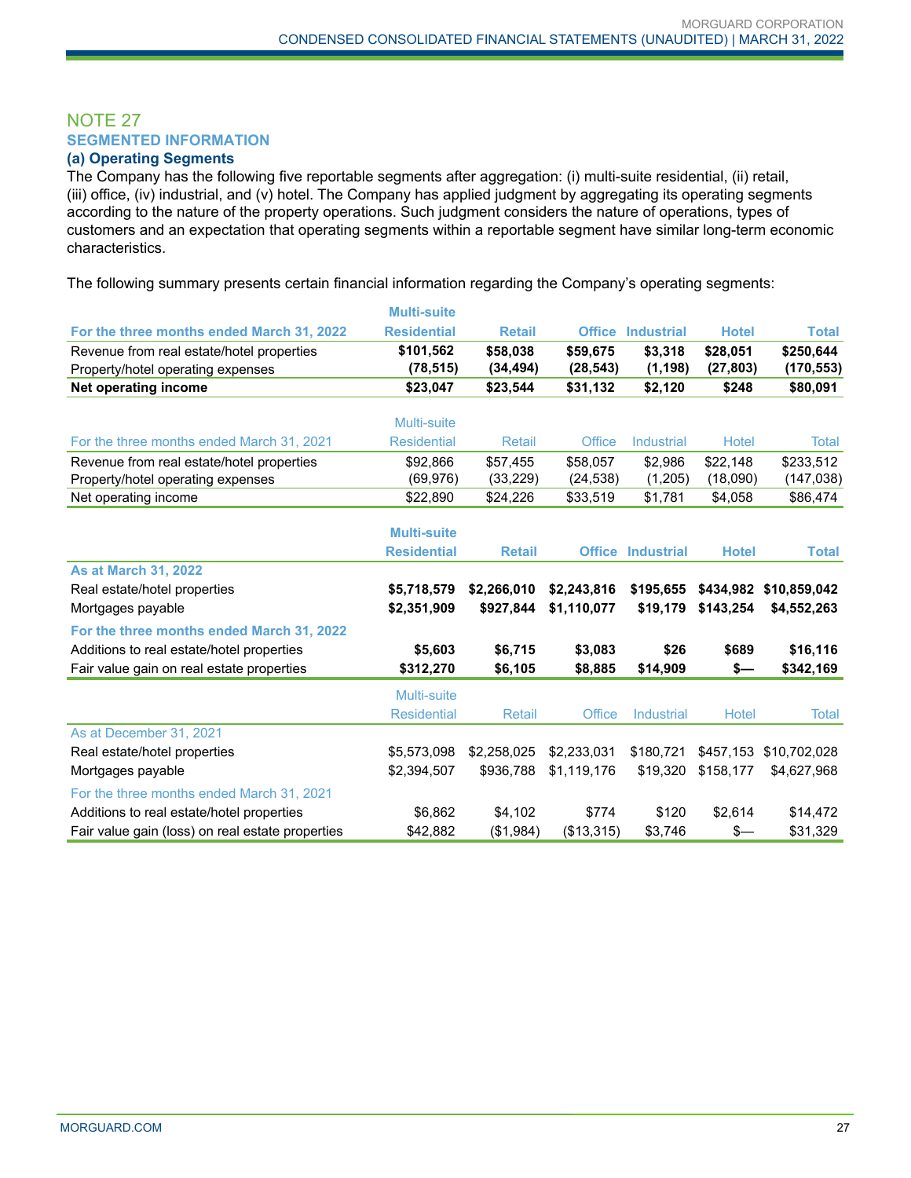## NOTE 27

### SEGMENTED INFORMATION

#### (a) Operating Segments

The Company has the following five reportable segments after aggregation: (i) multi-suite residential, (ii) retail, (iii) office, (iv) industrial, and (v) hotel. The Company has applied judgment by aggregating its operating segments according to the nature of the property operations. Such judgment considers the nature of operations, types of customers and an expectation that operating segments within a reportable segment have similar long-term economic characteristics.

The following summary presents certain financial information regarding the Company's operating segments:

| For the three months ended March 31, 2022 | Multi-suite Residential | Retail | Office | Industrial | Hotel | Total |
|---|---|---|---|---|---|---|
| Revenue from real estate/hotel properties | **$101,562** | **$58,038** | **$59,675** | **$3,318** | **$28,051** | **$250,644** |
| Property/hotel operating expenses | **(78,515)** | **(34,494)** | **(28,543)** | **(1,198)** | **(27,803)** | **(170,553)** |
| **Net operating income** | **$23,047** | **$23,544** | **$31,132** | **$2,120** | **$248** | **$80,091** |

| For the three months ended March 31, 2021 | Multi-suite Residential | Retail | Office | Industrial | Hotel | Total |
|---|---|---|---|---|---|---|
| Revenue from real estate/hotel properties | $92,866 | $57,455 | $58,057 | $2,986 | $22,148 | $233,512 |
| Property/hotel operating expenses | (69,976) | (33,229) | (24,538) | (1,205) | (18,090) | (147,038) |
| Net operating income | $22,890 | $24,226 | $33,519 | $1,781 | $4,058 | $86,474 |

| | Multi-suite Residential | Retail | Office | Industrial | Hotel | Total |
|---|---|---|---|---|---|---|
| **As at March 31, 2022** | | | | | | |
| Real estate/hotel properties | **$5,718,579** | **$2,266,010** | **$2,243,816** | **$195,655** | **$434,982** | **$10,859,042** |
| Mortgages payable | **$2,351,909** | **$927,844** | **$1,110,077** | **$19,179** | **$143,254** | **$4,552,263** |
| **For the three months ended March 31, 2022** | | | | | | |
| Additions to real estate/hotel properties | **$5,603** | **$6,715** | **$3,083** | **$26** | **$689** | **$16,116** |
| Fair value gain on real estate properties | **$312,270** | **$6,105** | **$8,885** | **$14,909** | **$—** | **$342,169** |

| | Multi-suite Residential | Retail | Office | Industrial | Hotel | Total |
|---|---|---|---|---|---|---|
| As at December 31, 2021 | | | | | | |
| Real estate/hotel properties | $5,573,098 | $2,258,025 | $2,233,031 | $180,721 | $457,153 | $10,702,028 |
| Mortgages payable | $2,394,507 | $936,788 | $1,119,176 | $19,320 | $158,177 | $4,627,968 |
| For the three months ended March 31, 2021 | | | | | | |
| Additions to real estate/hotel properties | $6,862 | $4,102 | $774 | $120 | $2,614 | $14,472 |
| Fair value gain (loss) on real estate properties | $42,882 | ($1,984) | ($13,315) | $3,746 | $— | $31,329 |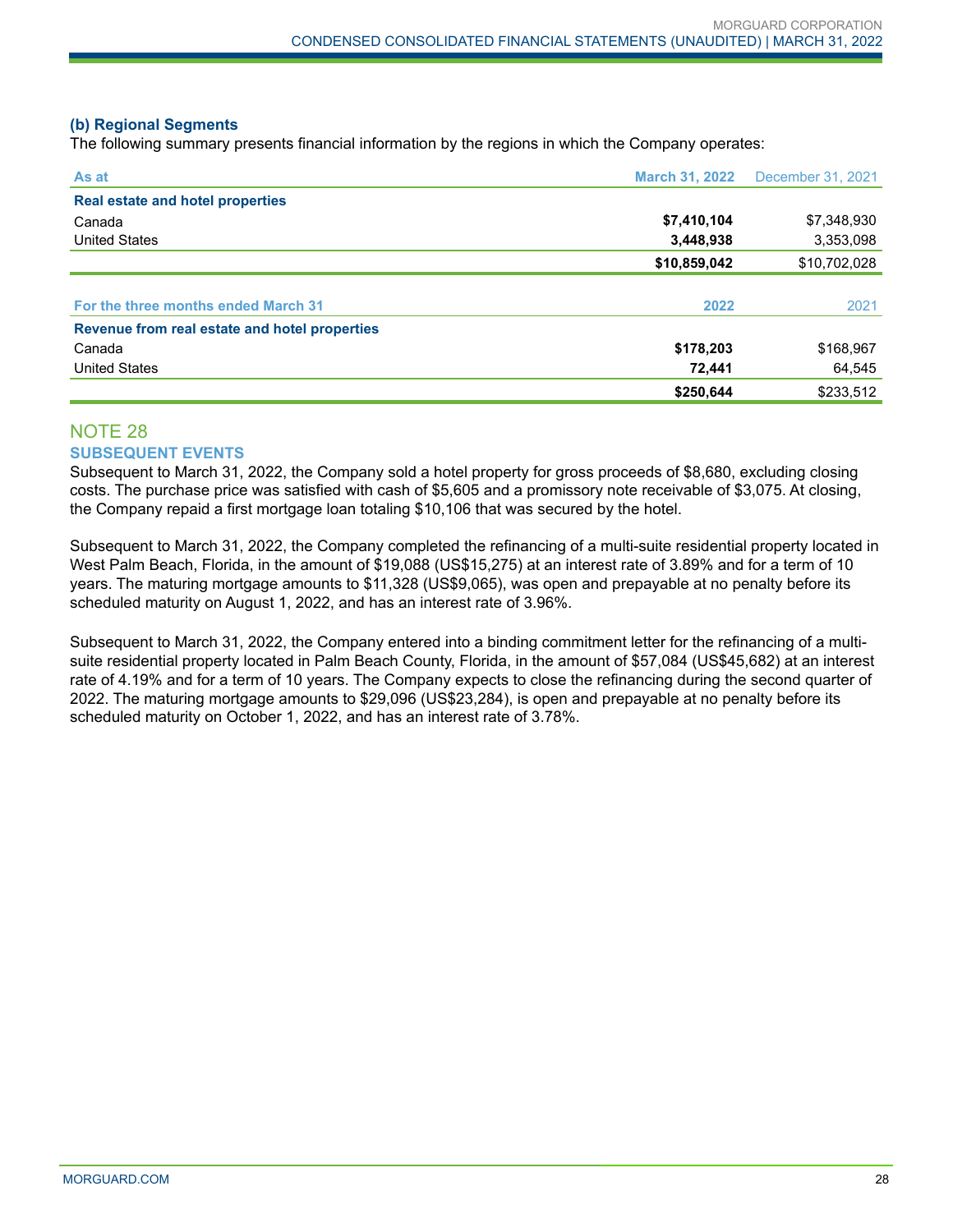### (b) Regional Segments

The following summary presents financial information by the regions in which the Company operates:

| As at | March 31, 2022 | December 31, 2021 |
|---|---|---|
| **Real estate and hotel properties** | | |
| Canada | **$7,410,104** | $7,348,930 |
| United States | **3,448,938** | 3,353,098 |
| | **$10,859,042** | $10,702,028 |

| For the three months ended March 31 | 2022 | 2021 |
|---|---|---|
| **Revenue from real estate and hotel properties** | | |
| Canada | **$178,203** | $168,967 |
| United States | **72,441** | 64,545 |
| | **$250,644** | $233,512 |

## NOTE 28

### SUBSEQUENT EVENTS

Subsequent to March 31, 2022, the Company sold a hotel property for gross proceeds of $8,680, excluding closing costs. The purchase price was satisfied with cash of $5,605 and a promissory note receivable of $3,075. At closing, the Company repaid a first mortgage loan totaling $10,106 that was secured by the hotel.

Subsequent to March 31, 2022, the Company completed the refinancing of a multi-suite residential property located in West Palm Beach, Florida, in the amount of $19,088 (US$15,275) at an interest rate of 3.89% and for a term of 10 years. The maturing mortgage amounts to $11,328 (US$9,065), was open and prepayable at no penalty before its scheduled maturity on August 1, 2022, and has an interest rate of 3.96%.

Subsequent to March 31, 2022, the Company entered into a binding commitment letter for the refinancing of a multi-suite residential property located in Palm Beach County, Florida, in the amount of $57,084 (US$45,682) at an interest rate of 4.19% and for a term of 10 years. The Company expects to close the refinancing during the second quarter of 2022. The maturing mortgage amounts to $29,096 (US$23,284), is open and prepayable at no penalty before its scheduled maturity on October 1, 2022, and has an interest rate of 3.78%.